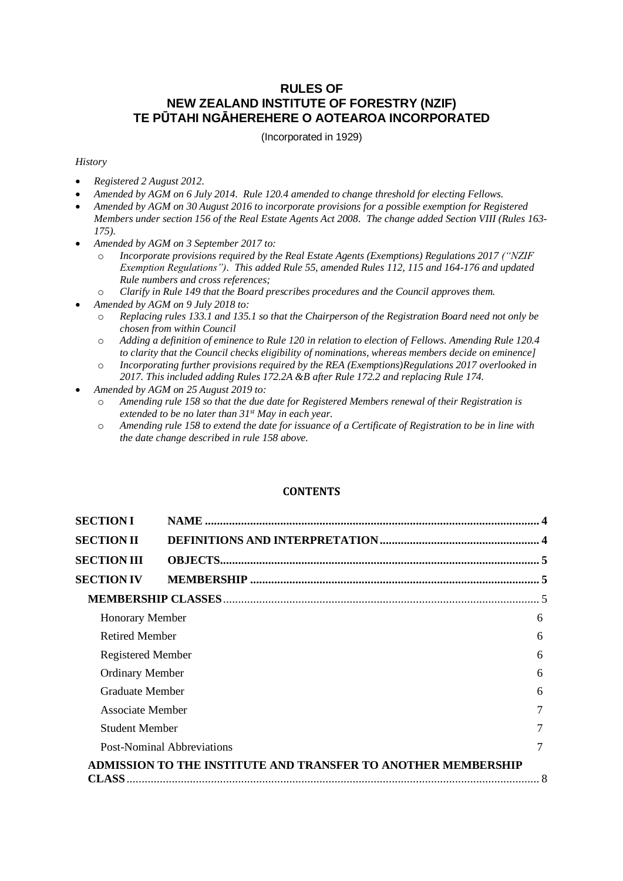# RULES OF
# NEW ZEALAND INSTITUTE OF FORESTRY (NZIF)
# TE PŪTAHI NGĀHEREHERE O AOTEAROA INCORPORATED

(Incorporated in 1929)

*History*

- *Registered 2 August 2012.*
- *Amended by AGM on 6 July 2014. Rule 120.4 amended to change threshold for electing Fellows.*
- *Amended by AGM on 30 August 2016 to incorporate provisions for a possible exemption for Registered Members under section 156 of the Real Estate Agents Act 2008. The change added Section VIII (Rules 163-175).*
- *Amended by AGM on 3 September 2017 to:*
  - *Incorporate provisions required by the Real Estate Agents (Exemptions) Regulations 2017 ("NZIF Exemption Regulations"). This added Rule 55, amended Rules 112, 115 and 164-176 and updated Rule numbers and cross references;*
  - *Clarify in Rule 149 that the Board prescribes procedures and the Council approves them.*
- *Amended by AGM on 9 July 2018 to:*
  - *Replacing rules 133.1 and 135.1 so that the Chairperson of the Registration Board need not only be chosen from within Council*
  - *Adding a definition of eminence to Rule 120 in relation to election of Fellows. Amending Rule 120.4 to clarity that the Council checks eligibility of nominations, whereas members decide on eminence]*
  - *Incorporating further provisions required by the REA (Exemptions)Regulations 2017 overlooked in 2017. This included adding Rules 172.2A &B after Rule 172.2 and replacing Rule 174.*
- *Amended by AGM on 25 August 2019 to:*
  - *Amending rule 158 so that the due date for Registered Members renewal of their Registration is extended to be no later than 31st May in each year.*
  - *Amending rule 158 to extend the date for issuance of a Certificate of Registration to be in line with the date change described in rule 158 above.*

## CONTENTS

| | | |
|---|---|---|
| **SECTION I** | **NAME** | **4** |
| **SECTION II** | **DEFINITIONS AND INTERPRETATION** | **4** |
| **SECTION III** | **OBJECTS** | **5** |
| **SECTION IV** | **MEMBERSHIP** | **5** |
| **MEMBERSHIP CLASSES** | | 5 |
| Honorary Member | | 6 |
| Retired Member | | 6 |
| Registered Member | | 6 |
| Ordinary Member | | 6 |
| Graduate Member | | 6 |
| Associate Member | | 7 |
| Student Member | | 7 |
| Post-Nominal Abbreviations | | 7 |
| **ADMISSION TO THE INSTITUTE AND TRANSFER TO ANOTHER MEMBERSHIP CLASS** | | 8 |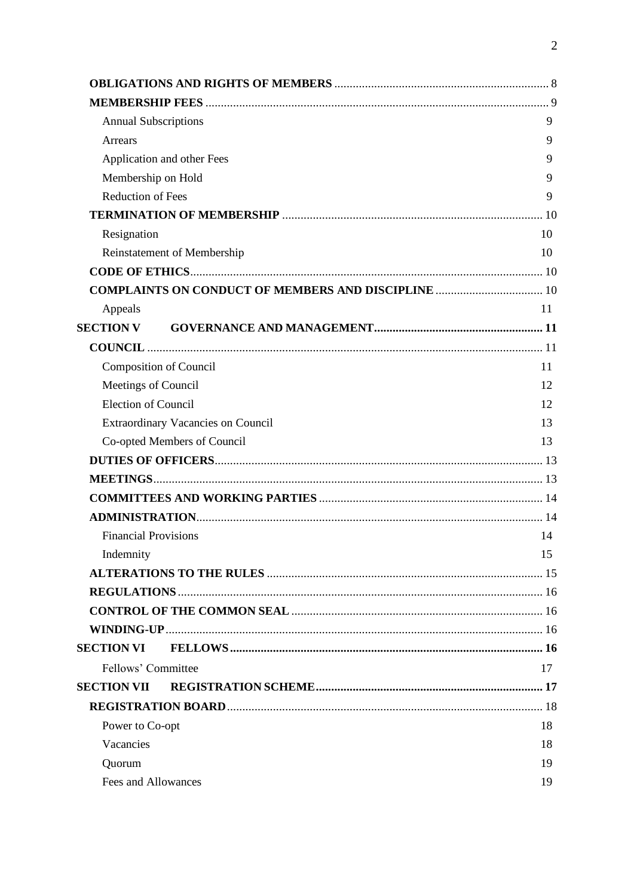**OBLIGATIONS AND RIGHTS OF MEMBERS** ..................................................................... 8

**MEMBERSHIP FEES** ............................................................................................................ 9

Annual Subscriptions 9

Arrears 9

Application and other Fees 9

Membership on Hold 9

Reduction of Fees 9

**TERMINATION OF MEMBERSHIP** .................................................................................... 10

Resignation 10

Reinstatement of Membership 10

**CODE OF ETHICS** ................................................................................................................ 10

**COMPLAINTS ON CONDUCT OF MEMBERS AND DISCIPLINE** .................................. 10

Appeals 11

**SECTION V GOVERNANCE AND MANAGEMENT** ....................................................... 11

**COUNCIL** .............................................................................................................................. 11

Composition of Council 11

Meetings of Council 12

Election of Council 12

Extraordinary Vacancies on Council 13

Co-opted Members of Council 13

**DUTIES OF OFFICERS** ......................................................................................................... 13

**MEETINGS** ............................................................................................................................ 13

**COMMITTEES AND WORKING PARTIES** ......................................................................... 14

**ADMINISTRATION** ............................................................................................................... 14

Financial Provisions 14

Indemnity 15

**ALTERATIONS TO THE RULES** ......................................................................................... 15

**REGULATIONS** ..................................................................................................................... 16

**CONTROL OF THE COMMON SEAL** ................................................................................. 16

**WINDING-UP** ......................................................................................................................... 16

**SECTION VI FELLOWS** ........................................................................................................ 16

Fellows' Committee 17

**SECTION VII REGISTRATION SCHEME** ........................................................................... 17

**REGISTRATION BOARD** ..................................................................................................... 18

Power to Co-opt 18

Vacancies 18

Quorum 19

Fees and Allowances 19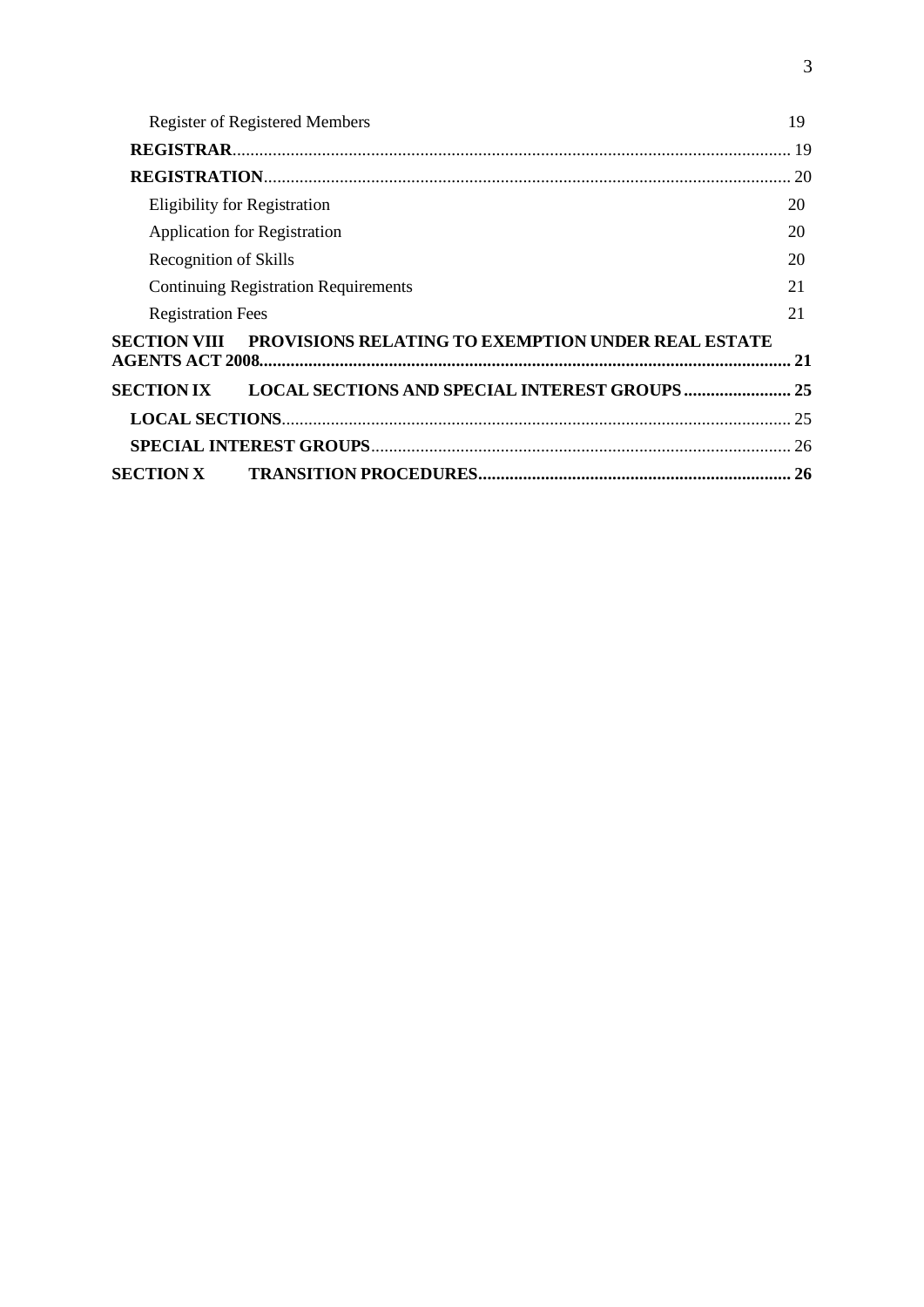Register of Registered Members 19

**REGISTRAR** ... 19

**REGISTRATION** ... 20

Eligibility for Registration 20

Application for Registration 20

Recognition of Skills 20

Continuing Registration Requirements 21

Registration Fees 21

**SECTION VIII PROVISIONS RELATING TO EXEMPTION UNDER REAL ESTATE AGENTS ACT 2008** ... 21

**SECTION IX LOCAL SECTIONS AND SPECIAL INTEREST GROUPS** ... 25

**LOCAL SECTIONS** ... 25

**SPECIAL INTEREST GROUPS** ... 26

**SECTION X TRANSITION PROCEDURES** ... 26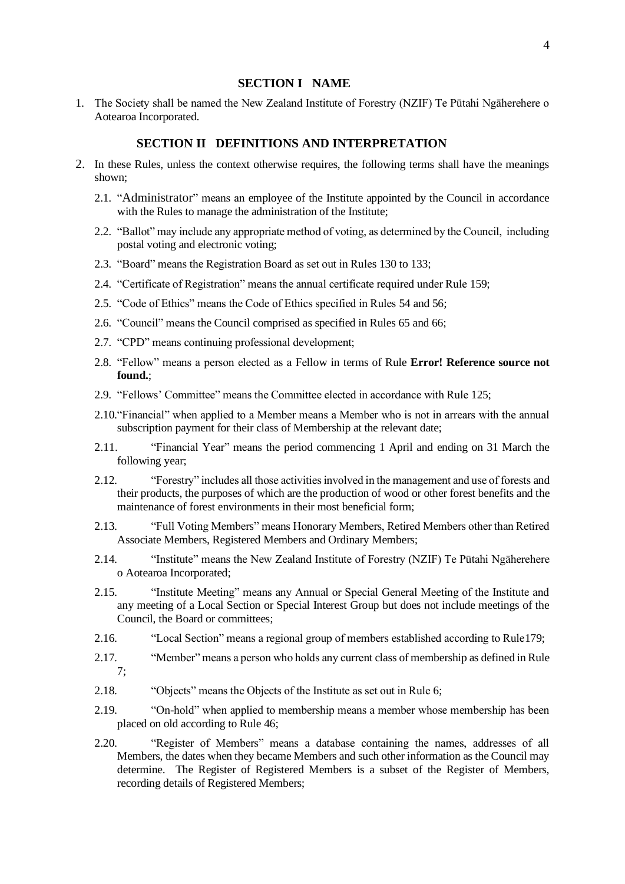## SECTION I NAME

1. The Society shall be named the New Zealand Institute of Forestry (NZIF) Te Pūtahi Ngāherehere o Aotearoa Incorporated.

## SECTION II DEFINITIONS AND INTERPRETATION

2. In these Rules, unless the context otherwise requires, the following terms shall have the meanings shown;

   2.1. "Administrator" means an employee of the Institute appointed by the Council in accordance with the Rules to manage the administration of the Institute;

   2.2. "Ballot" may include any appropriate method of voting, as determined by the Council, including postal voting and electronic voting;

   2.3. "Board" means the Registration Board as set out in Rules 130 to 133;

   2.4. "Certificate of Registration" means the annual certificate required under Rule 159;

   2.5. "Code of Ethics" means the Code of Ethics specified in Rules 54 and 56;

   2.6. "Council" means the Council comprised as specified in Rules 65 and 66;

   2.7. "CPD" means continuing professional development;

   2.8. "Fellow" means a person elected as a Fellow in terms of Rule **Error! Reference source not found.**;

   2.9. "Fellows' Committee" means the Committee elected in accordance with Rule 125;

   2.10. "Financial" when applied to a Member means a Member who is not in arrears with the annual subscription payment for their class of Membership at the relevant date;

   2.11. "Financial Year" means the period commencing 1 April and ending on 31 March the following year;

   2.12. "Forestry" includes all those activities involved in the management and use of forests and their products, the purposes of which are the production of wood or other forest benefits and the maintenance of forest environments in their most beneficial form;

   2.13. "Full Voting Members" means Honorary Members, Retired Members other than Retired Associate Members, Registered Members and Ordinary Members;

   2.14. "Institute" means the New Zealand Institute of Forestry (NZIF) Te Pūtahi Ngāherehere o Aotearoa Incorporated;

   2.15. "Institute Meeting" means any Annual or Special General Meeting of the Institute and any meeting of a Local Section or Special Interest Group but does not include meetings of the Council, the Board or committees;

   2.16. "Local Section" means a regional group of members established according to Rule179;

   2.17. "Member" means a person who holds any current class of membership as defined in Rule 7;

   2.18. "Objects" means the Objects of the Institute as set out in Rule 6;

   2.19. "On-hold" when applied to membership means a member whose membership has been placed on old according to Rule 46;

   2.20. "Register of Members" means a database containing the names, addresses of all Members, the dates when they became Members and such other information as the Council may determine. The Register of Registered Members is a subset of the Register of Members, recording details of Registered Members;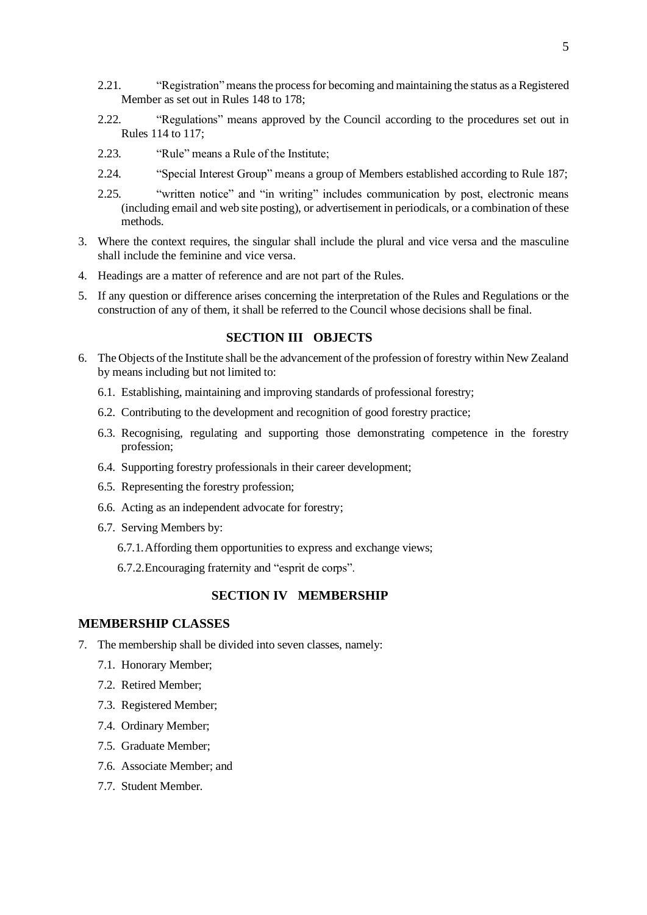2.21. “Registration” means the process for becoming and maintaining the status as a Registered Member as set out in Rules 148 to 178;

2.22. “Regulations” means approved by the Council according to the procedures set out in Rules 114 to 117;

2.23. “Rule” means a Rule of the Institute;

2.24. “Special Interest Group” means a group of Members established according to Rule 187;

2.25. “written notice” and “in writing” includes communication by post, electronic means (including email and web site posting), or advertisement in periodicals, or a combination of these methods.

3. Where the context requires, the singular shall include the plural and vice versa and the masculine shall include the feminine and vice versa.

4. Headings are a matter of reference and are not part of the Rules.

5. If any question or difference arises concerning the interpretation of the Rules and Regulations or the construction of any of them, it shall be referred to the Council whose decisions shall be final.

## SECTION III OBJECTS

6. The Objects of the Institute shall be the advancement of the profession of forestry within New Zealand by means including but not limited to:
   - 6.1. Establishing, maintaining and improving standards of professional forestry;
   - 6.2. Contributing to the development and recognition of good forestry practice;
   - 6.3. Recognising, regulating and supporting those demonstrating competence in the forestry profession;
   - 6.4. Supporting forestry professionals in their career development;
   - 6.5. Representing the forestry profession;
   - 6.6. Acting as an independent advocate for forestry;
   - 6.7. Serving Members by:
     - 6.7.1. Affording them opportunities to express and exchange views;
     - 6.7.2. Encouraging fraternity and “esprit de corps”.

## SECTION IV MEMBERSHIP

### MEMBERSHIP CLASSES

7. The membership shall be divided into seven classes, namely:
   - 7.1. Honorary Member;
   - 7.2. Retired Member;
   - 7.3. Registered Member;
   - 7.4. Ordinary Member;
   - 7.5. Graduate Member;
   - 7.6. Associate Member; and
   - 7.7. Student Member.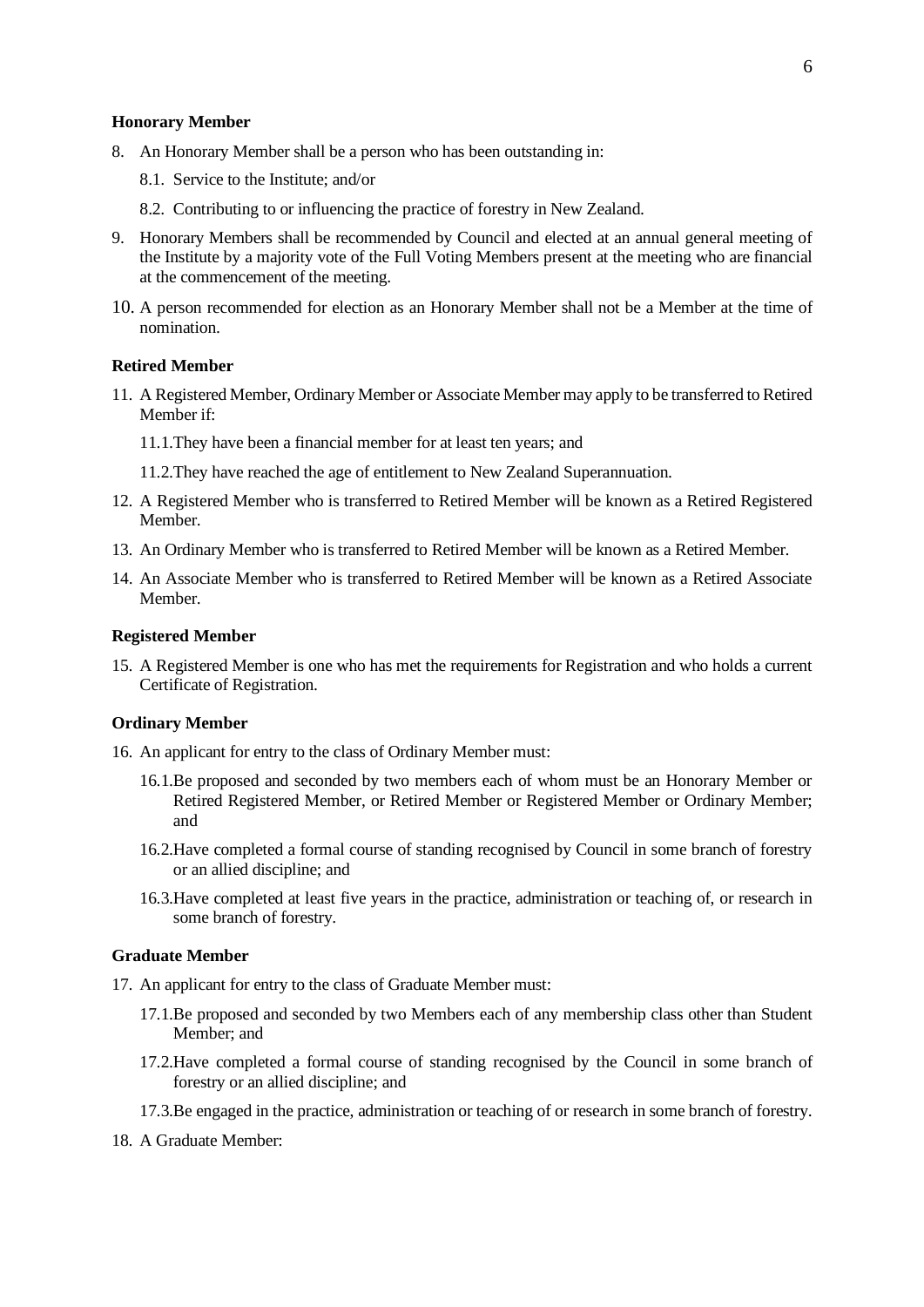**Honorary Member**

8. An Honorary Member shall be a person who has been outstanding in:

    8.1. Service to the Institute; and/or

    8.2. Contributing to or influencing the practice of forestry in New Zealand.

9. Honorary Members shall be recommended by Council and elected at an annual general meeting of the Institute by a majority vote of the Full Voting Members present at the meeting who are financial at the commencement of the meeting.

10. A person recommended for election as an Honorary Member shall not be a Member at the time of nomination.

**Retired Member**

11. A Registered Member, Ordinary Member or Associate Member may apply to be transferred to Retired Member if:

    11.1. They have been a financial member for at least ten years; and

    11.2. They have reached the age of entitlement to New Zealand Superannuation.

12. A Registered Member who is transferred to Retired Member will be known as a Retired Registered Member.

13. An Ordinary Member who is transferred to Retired Member will be known as a Retired Member.

14. An Associate Member who is transferred to Retired Member will be known as a Retired Associate Member.

**Registered Member**

15. A Registered Member is one who has met the requirements for Registration and who holds a current Certificate of Registration.

**Ordinary Member**

16. An applicant for entry to the class of Ordinary Member must:

    16.1. Be proposed and seconded by two members each of whom must be an Honorary Member or Retired Registered Member, or Retired Member or Registered Member or Ordinary Member; and

    16.2. Have completed a formal course of standing recognised by Council in some branch of forestry or an allied discipline; and

    16.3. Have completed at least five years in the practice, administration or teaching of, or research in some branch of forestry.

**Graduate Member**

17. An applicant for entry to the class of Graduate Member must:

    17.1. Be proposed and seconded by two Members each of any membership class other than Student Member; and

    17.2. Have completed a formal course of standing recognised by the Council in some branch of forestry or an allied discipline; and

    17.3. Be engaged in the practice, administration or teaching of or research in some branch of forestry.

18. A Graduate Member: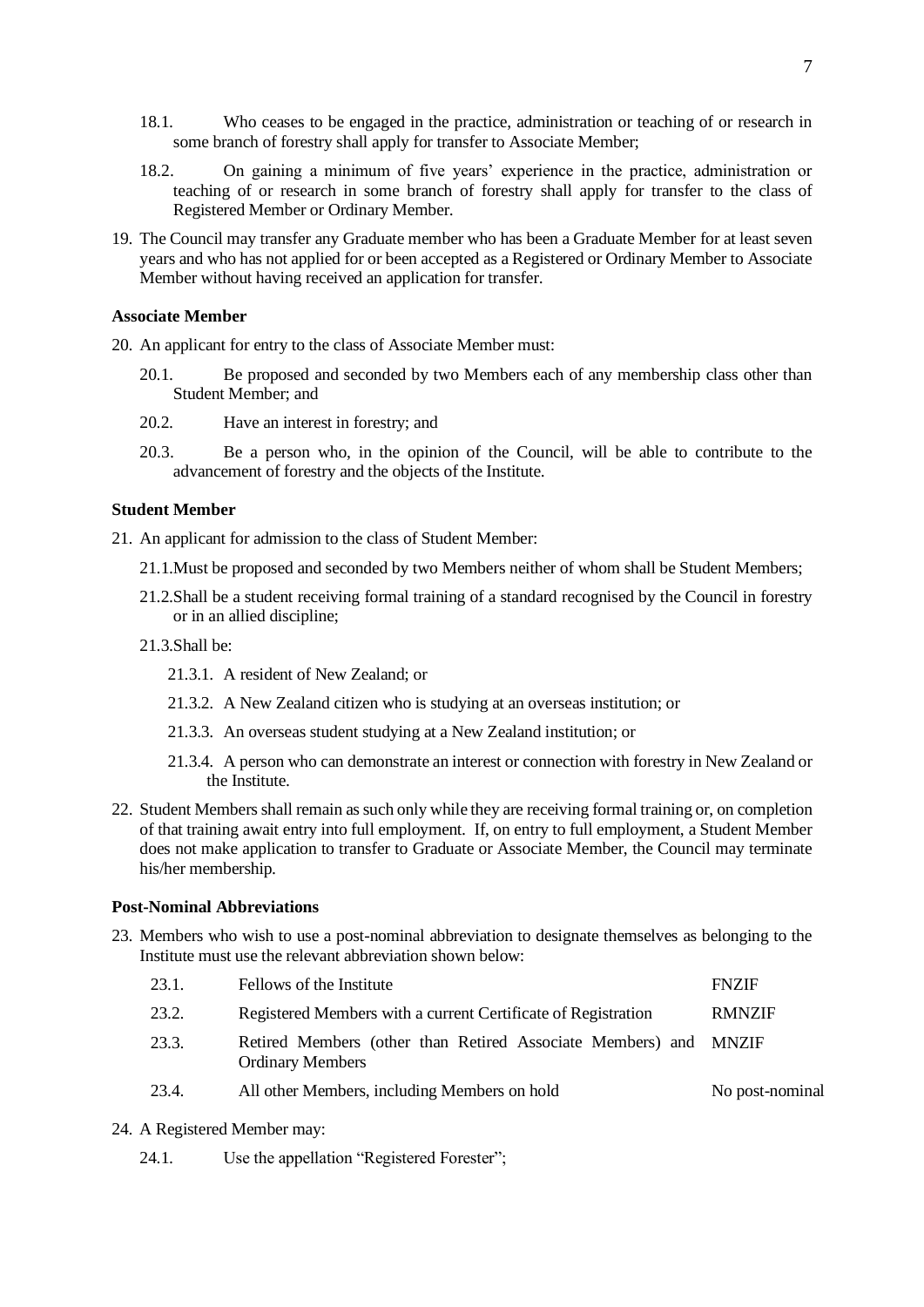18.1. Who ceases to be engaged in the practice, administration or teaching of or research in some branch of forestry shall apply for transfer to Associate Member;

18.2. On gaining a minimum of five years' experience in the practice, administration or teaching of or research in some branch of forestry shall apply for transfer to the class of Registered Member or Ordinary Member.

19. The Council may transfer any Graduate member who has been a Graduate Member for at least seven years and who has not applied for or been accepted as a Registered or Ordinary Member to Associate Member without having received an application for transfer.

**Associate Member**

20. An applicant for entry to the class of Associate Member must:

20.1. Be proposed and seconded by two Members each of any membership class other than Student Member; and

20.2. Have an interest in forestry; and

20.3. Be a person who, in the opinion of the Council, will be able to contribute to the advancement of forestry and the objects of the Institute.

**Student Member**

21. An applicant for admission to the class of Student Member:

21.1. Must be proposed and seconded by two Members neither of whom shall be Student Members;

21.2. Shall be a student receiving formal training of a standard recognised by the Council in forestry or in an allied discipline;

21.3. Shall be:

21.3.1. A resident of New Zealand; or

21.3.2. A New Zealand citizen who is studying at an overseas institution; or

21.3.3. An overseas student studying at a New Zealand institution; or

21.3.4. A person who can demonstrate an interest or connection with forestry in New Zealand or the Institute.

22. Student Members shall remain as such only while they are receiving formal training or, on completion of that training await entry into full employment. If, on entry to full employment, a Student Member does not make application to transfer to Graduate or Associate Member, the Council may terminate his/her membership.

**Post-Nominal Abbreviations**

23. Members who wish to use a post-nominal abbreviation to designate themselves as belonging to the Institute must use the relevant abbreviation shown below:

| | | |
|---|---|---|
| 23.1. | Fellows of the Institute | FNZIF |
| 23.2. | Registered Members with a current Certificate of Registration | RMNZIF |
| 23.3. | Retired Members (other than Retired Associate Members) and Ordinary Members | MNZIF |
| 23.4. | All other Members, including Members on hold | No post-nominal |

24. A Registered Member may:

24.1. Use the appellation "Registered Forester";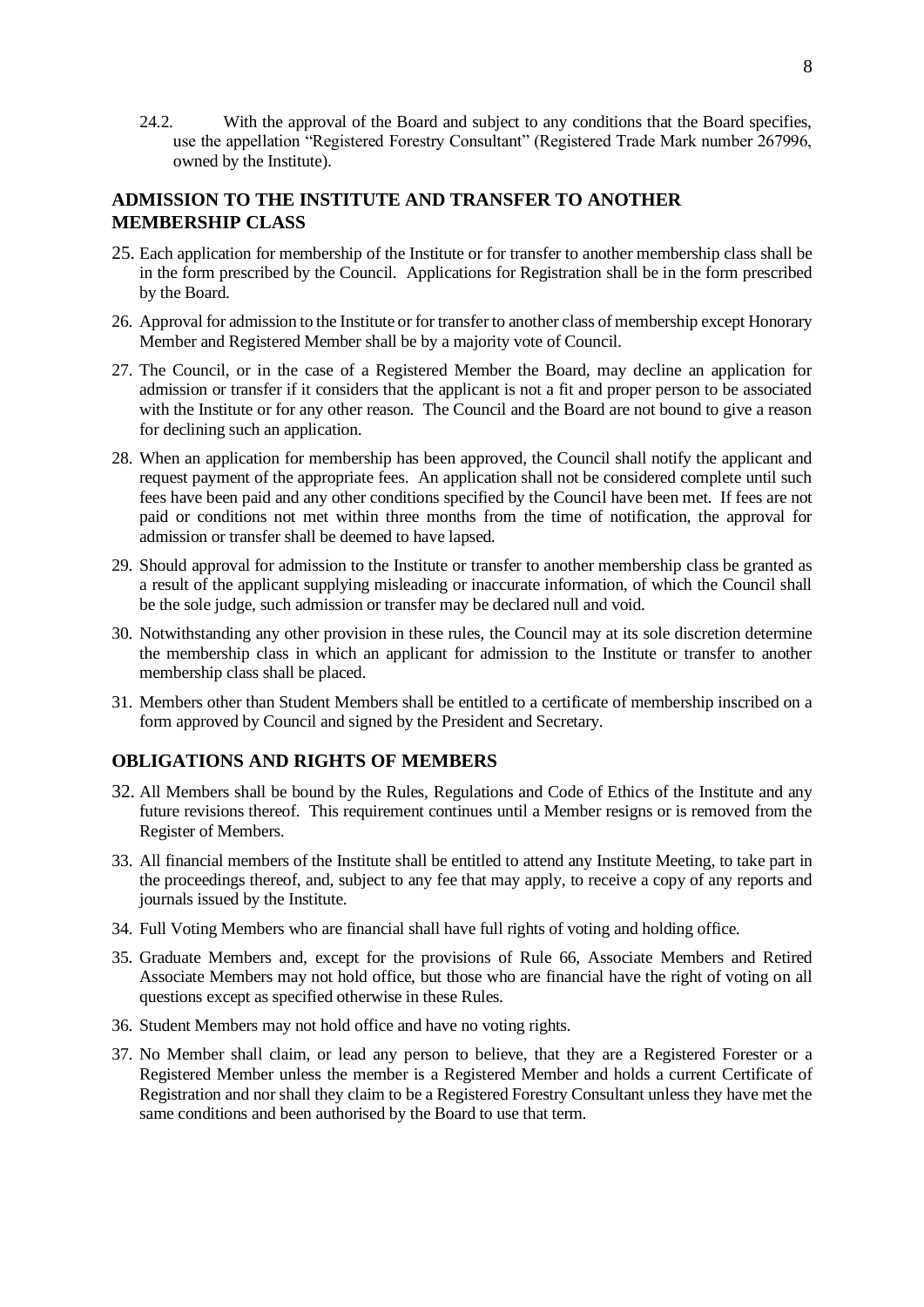24.2. With the approval of the Board and subject to any conditions that the Board specifies, use the appellation "Registered Forestry Consultant" (Registered Trade Mark number 267996, owned by the Institute).

## ADMISSION TO THE INSTITUTE AND TRANSFER TO ANOTHER MEMBERSHIP CLASS

25. Each application for membership of the Institute or for transfer to another membership class shall be in the form prescribed by the Council. Applications for Registration shall be in the form prescribed by the Board.
26. Approval for admission to the Institute or for transfer to another class of membership except Honorary Member and Registered Member shall be by a majority vote of Council.
27. The Council, or in the case of a Registered Member the Board, may decline an application for admission or transfer if it considers that the applicant is not a fit and proper person to be associated with the Institute or for any other reason. The Council and the Board are not bound to give a reason for declining such an application.
28. When an application for membership has been approved, the Council shall notify the applicant and request payment of the appropriate fees. An application shall not be considered complete until such fees have been paid and any other conditions specified by the Council have been met. If fees are not paid or conditions not met within three months from the time of notification, the approval for admission or transfer shall be deemed to have lapsed.
29. Should approval for admission to the Institute or transfer to another membership class be granted as a result of the applicant supplying misleading or inaccurate information, of which the Council shall be the sole judge, such admission or transfer may be declared null and void.
30. Notwithstanding any other provision in these rules, the Council may at its sole discretion determine the membership class in which an applicant for admission to the Institute or transfer to another membership class shall be placed.
31. Members other than Student Members shall be entitled to a certificate of membership inscribed on a form approved by Council and signed by the President and Secretary.

## OBLIGATIONS AND RIGHTS OF MEMBERS

32. All Members shall be bound by the Rules, Regulations and Code of Ethics of the Institute and any future revisions thereof. This requirement continues until a Member resigns or is removed from the Register of Members.
33. All financial members of the Institute shall be entitled to attend any Institute Meeting, to take part in the proceedings thereof, and, subject to any fee that may apply, to receive a copy of any reports and journals issued by the Institute.
34. Full Voting Members who are financial shall have full rights of voting and holding office.
35. Graduate Members and, except for the provisions of Rule 66, Associate Members and Retired Associate Members may not hold office, but those who are financial have the right of voting on all questions except as specified otherwise in these Rules.
36. Student Members may not hold office and have no voting rights.
37. No Member shall claim, or lead any person to believe, that they are a Registered Forester or a Registered Member unless the member is a Registered Member and holds a current Certificate of Registration and nor shall they claim to be a Registered Forestry Consultant unless they have met the same conditions and been authorised by the Board to use that term.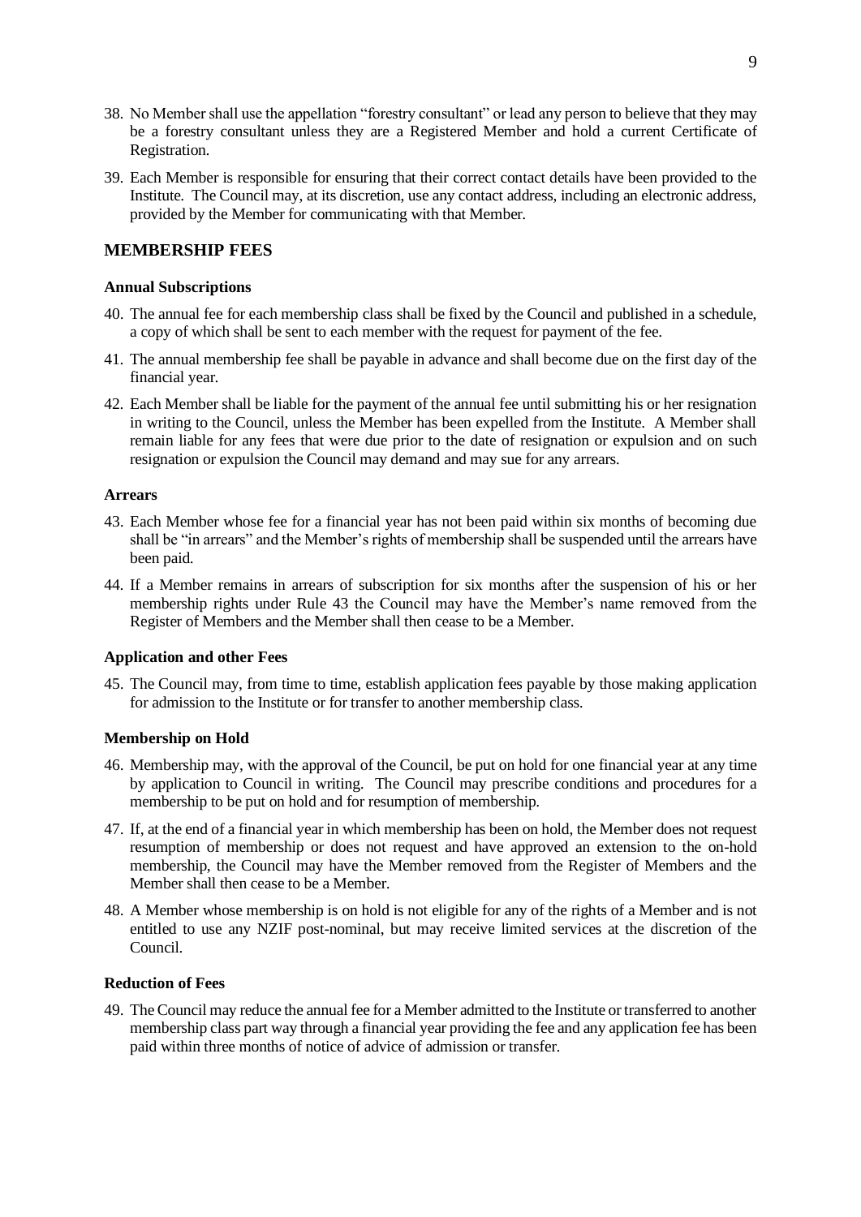38. No Member shall use the appellation "forestry consultant" or lead any person to believe that they may be a forestry consultant unless they are a Registered Member and hold a current Certificate of Registration.

39. Each Member is responsible for ensuring that their correct contact details have been provided to the Institute. The Council may, at its discretion, use any contact address, including an electronic address, provided by the Member for communicating with that Member.

## MEMBERSHIP FEES

### Annual Subscriptions

40. The annual fee for each membership class shall be fixed by the Council and published in a schedule, a copy of which shall be sent to each member with the request for payment of the fee.

41. The annual membership fee shall be payable in advance and shall become due on the first day of the financial year.

42. Each Member shall be liable for the payment of the annual fee until submitting his or her resignation in writing to the Council, unless the Member has been expelled from the Institute. A Member shall remain liable for any fees that were due prior to the date of resignation or expulsion and on such resignation or expulsion the Council may demand and may sue for any arrears.

### Arrears

43. Each Member whose fee for a financial year has not been paid within six months of becoming due shall be "in arrears" and the Member's rights of membership shall be suspended until the arrears have been paid.

44. If a Member remains in arrears of subscription for six months after the suspension of his or her membership rights under Rule 43 the Council may have the Member's name removed from the Register of Members and the Member shall then cease to be a Member.

### Application and other Fees

45. The Council may, from time to time, establish application fees payable by those making application for admission to the Institute or for transfer to another membership class.

### Membership on Hold

46. Membership may, with the approval of the Council, be put on hold for one financial year at any time by application to Council in writing. The Council may prescribe conditions and procedures for a membership to be put on hold and for resumption of membership.

47. If, at the end of a financial year in which membership has been on hold, the Member does not request resumption of membership or does not request and have approved an extension to the on-hold membership, the Council may have the Member removed from the Register of Members and the Member shall then cease to be a Member.

48. A Member whose membership is on hold is not eligible for any of the rights of a Member and is not entitled to use any NZIF post-nominal, but may receive limited services at the discretion of the Council.

### Reduction of Fees

49. The Council may reduce the annual fee for a Member admitted to the Institute or transferred to another membership class part way through a financial year providing the fee and any application fee has been paid within three months of notice of advice of admission or transfer.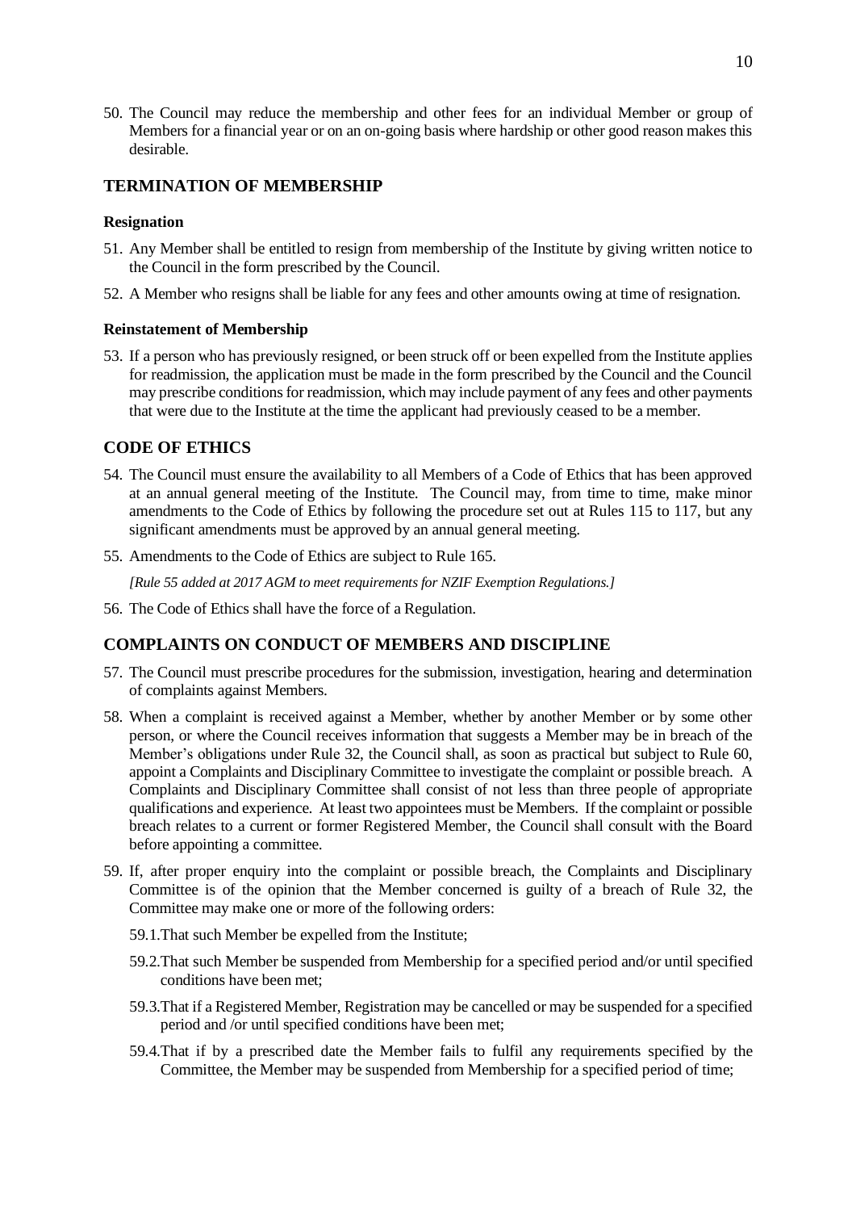50. The Council may reduce the membership and other fees for an individual Member or group of Members for a financial year or on an on-going basis where hardship or other good reason makes this desirable.

## TERMINATION OF MEMBERSHIP

### Resignation

51. Any Member shall be entitled to resign from membership of the Institute by giving written notice to the Council in the form prescribed by the Council.

52. A Member who resigns shall be liable for any fees and other amounts owing at time of resignation.

### Reinstatement of Membership

53. If a person who has previously resigned, or been struck off or been expelled from the Institute applies for readmission, the application must be made in the form prescribed by the Council and the Council may prescribe conditions for readmission, which may include payment of any fees and other payments that were due to the Institute at the time the applicant had previously ceased to be a member.

## CODE OF ETHICS

54. The Council must ensure the availability to all Members of a Code of Ethics that has been approved at an annual general meeting of the Institute. The Council may, from time to time, make minor amendments to the Code of Ethics by following the procedure set out at Rules 115 to 117, but any significant amendments must be approved by an annual general meeting.

55. Amendments to the Code of Ethics are subject to Rule 165.

    *[Rule 55 added at 2017 AGM to meet requirements for NZIF Exemption Regulations.]*

56. The Code of Ethics shall have the force of a Regulation.

## COMPLAINTS ON CONDUCT OF MEMBERS AND DISCIPLINE

57. The Council must prescribe procedures for the submission, investigation, hearing and determination of complaints against Members.

58. When a complaint is received against a Member, whether by another Member or by some other person, or where the Council receives information that suggests a Member may be in breach of the Member's obligations under Rule 32, the Council shall, as soon as practical but subject to Rule 60, appoint a Complaints and Disciplinary Committee to investigate the complaint or possible breach. A Complaints and Disciplinary Committee shall consist of not less than three people of appropriate qualifications and experience. At least two appointees must be Members. If the complaint or possible breach relates to a current or former Registered Member, the Council shall consult with the Board before appointing a committee.

59. If, after proper enquiry into the complaint or possible breach, the Complaints and Disciplinary Committee is of the opinion that the Member concerned is guilty of a breach of Rule 32, the Committee may make one or more of the following orders:

    59.1. That such Member be expelled from the Institute;

    59.2. That such Member be suspended from Membership for a specified period and/or until specified conditions have been met;

    59.3. That if a Registered Member, Registration may be cancelled or may be suspended for a specified period and /or until specified conditions have been met;

    59.4. That if by a prescribed date the Member fails to fulfil any requirements specified by the Committee, the Member may be suspended from Membership for a specified period of time;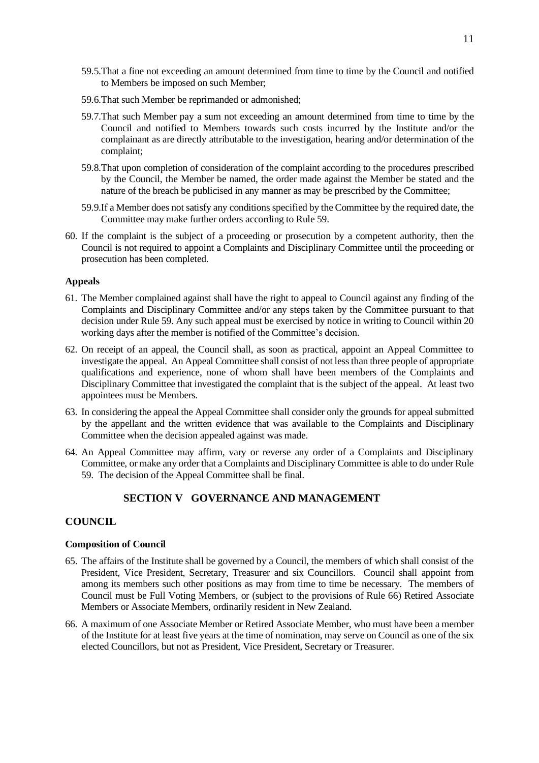59.5. That a fine not exceeding an amount determined from time to time by the Council and notified to Members be imposed on such Member;

59.6. That such Member be reprimanded or admonished;

59.7. That such Member pay a sum not exceeding an amount determined from time to time by the Council and notified to Members towards such costs incurred by the Institute and/or the complainant as are directly attributable to the investigation, hearing and/or determination of the complaint;

59.8. That upon completion of consideration of the complaint according to the procedures prescribed by the Council, the Member be named, the order made against the Member be stated and the nature of the breach be publicised in any manner as may be prescribed by the Committee;

59.9. If a Member does not satisfy any conditions specified by the Committee by the required date, the Committee may make further orders according to Rule 59.

60. If the complaint is the subject of a proceeding or prosecution by a competent authority, then the Council is not required to appoint a Complaints and Disciplinary Committee until the proceeding or prosecution has been completed.

**Appeals**

61. The Member complained against shall have the right to appeal to Council against any finding of the Complaints and Disciplinary Committee and/or any steps taken by the Committee pursuant to that decision under Rule 59. Any such appeal must be exercised by notice in writing to Council within 20 working days after the member is notified of the Committee's decision.

62. On receipt of an appeal, the Council shall, as soon as practical, appoint an Appeal Committee to investigate the appeal. An Appeal Committee shall consist of not less than three people of appropriate qualifications and experience, none of whom shall have been members of the Complaints and Disciplinary Committee that investigated the complaint that is the subject of the appeal. At least two appointees must be Members.

63. In considering the appeal the Appeal Committee shall consider only the grounds for appeal submitted by the appellant and the written evidence that was available to the Complaints and Disciplinary Committee when the decision appealed against was made.

64. An Appeal Committee may affirm, vary or reverse any order of a Complaints and Disciplinary Committee, or make any order that a Complaints and Disciplinary Committee is able to do under Rule 59. The decision of the Appeal Committee shall be final.

## SECTION V GOVERNANCE AND MANAGEMENT

## COUNCIL

**Composition of Council**

65. The affairs of the Institute shall be governed by a Council, the members of which shall consist of the President, Vice President, Secretary, Treasurer and six Councillors. Council shall appoint from among its members such other positions as may from time to time be necessary. The members of Council must be Full Voting Members, or (subject to the provisions of Rule 66) Retired Associate Members or Associate Members, ordinarily resident in New Zealand.

66. A maximum of one Associate Member or Retired Associate Member, who must have been a member of the Institute for at least five years at the time of nomination, may serve on Council as one of the six elected Councillors, but not as President, Vice President, Secretary or Treasurer.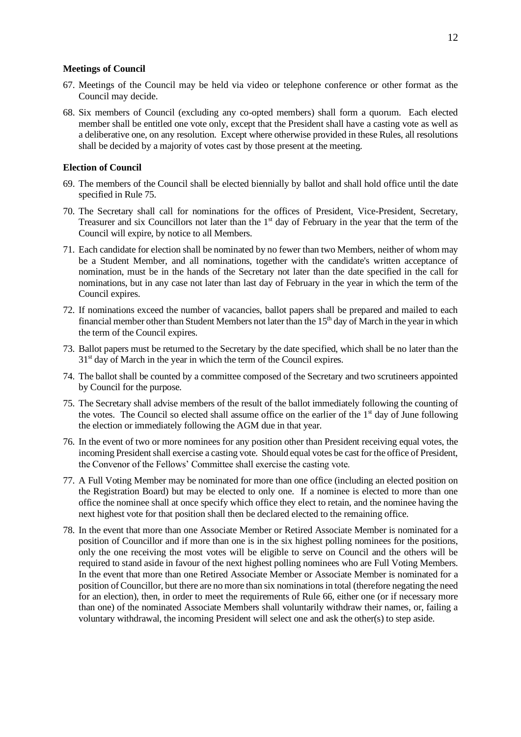### Meetings of Council

67. Meetings of the Council may be held via video or telephone conference or other format as the Council may decide.

68. Six members of Council (excluding any co-opted members) shall form a quorum. Each elected member shall be entitled one vote only, except that the President shall have a casting vote as well as a deliberative one, on any resolution. Except where otherwise provided in these Rules, all resolutions shall be decided by a majority of votes cast by those present at the meeting.

### Election of Council

69. The members of the Council shall be elected biennially by ballot and shall hold office until the date specified in Rule 75.

70. The Secretary shall call for nominations for the offices of President, Vice-President, Secretary, Treasurer and six Councillors not later than the 1st day of February in the year that the term of the Council will expire, by notice to all Members.

71. Each candidate for election shall be nominated by no fewer than two Members, neither of whom may be a Student Member, and all nominations, together with the candidate's written acceptance of nomination, must be in the hands of the Secretary not later than the date specified in the call for nominations, but in any case not later than last day of February in the year in which the term of the Council expires.

72. If nominations exceed the number of vacancies, ballot papers shall be prepared and mailed to each financial member other than Student Members not later than the 15th day of March in the year in which the term of the Council expires.

73. Ballot papers must be returned to the Secretary by the date specified, which shall be no later than the 31st day of March in the year in which the term of the Council expires.

74. The ballot shall be counted by a committee composed of the Secretary and two scrutineers appointed by Council for the purpose.

75. The Secretary shall advise members of the result of the ballot immediately following the counting of the votes. The Council so elected shall assume office on the earlier of the 1st day of June following the election or immediately following the AGM due in that year.

76. In the event of two or more nominees for any position other than President receiving equal votes, the incoming President shall exercise a casting vote. Should equal votes be cast for the office of President, the Convenor of the Fellows' Committee shall exercise the casting vote.

77. A Full Voting Member may be nominated for more than one office (including an elected position on the Registration Board) but may be elected to only one. If a nominee is elected to more than one office the nominee shall at once specify which office they elect to retain, and the nominee having the next highest vote for that position shall then be declared elected to the remaining office.

78. In the event that more than one Associate Member or Retired Associate Member is nominated for a position of Councillor and if more than one is in the six highest polling nominees for the positions, only the one receiving the most votes will be eligible to serve on Council and the others will be required to stand aside in favour of the next highest polling nominees who are Full Voting Members. In the event that more than one Retired Associate Member or Associate Member is nominated for a position of Councillor, but there are no more than six nominations in total (therefore negating the need for an election), then, in order to meet the requirements of Rule 66, either one (or if necessary more than one) of the nominated Associate Members shall voluntarily withdraw their names, or, failing a voluntary withdrawal, the incoming President will select one and ask the other(s) to step aside.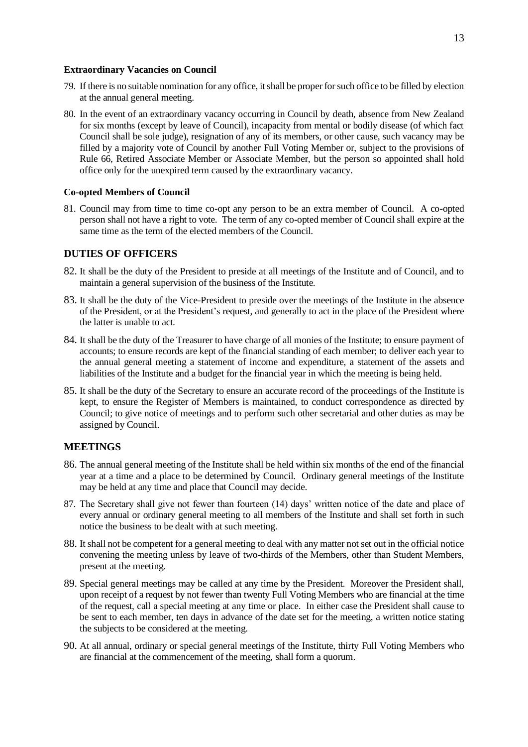**Extraordinary Vacancies on Council**

79. If there is no suitable nomination for any office, it shall be proper for such office to be filled by election at the annual general meeting.

80. In the event of an extraordinary vacancy occurring in Council by death, absence from New Zealand for six months (except by leave of Council), incapacity from mental or bodily disease (of which fact Council shall be sole judge), resignation of any of its members, or other cause, such vacancy may be filled by a majority vote of Council by another Full Voting Member or, subject to the provisions of Rule 66, Retired Associate Member or Associate Member, but the person so appointed shall hold office only for the unexpired term caused by the extraordinary vacancy.

**Co-opted Members of Council**

81. Council may from time to time co-opt any person to be an extra member of Council. A co-opted person shall not have a right to vote. The term of any co-opted member of Council shall expire at the same time as the term of the elected members of the Council.

## DUTIES OF OFFICERS

82. It shall be the duty of the President to preside at all meetings of the Institute and of Council, and to maintain a general supervision of the business of the Institute.

83. It shall be the duty of the Vice-President to preside over the meetings of the Institute in the absence of the President, or at the President's request, and generally to act in the place of the President where the latter is unable to act.

84. It shall be the duty of the Treasurer to have charge of all monies of the Institute; to ensure payment of accounts; to ensure records are kept of the financial standing of each member; to deliver each year to the annual general meeting a statement of income and expenditure, a statement of the assets and liabilities of the Institute and a budget for the financial year in which the meeting is being held.

85. It shall be the duty of the Secretary to ensure an accurate record of the proceedings of the Institute is kept, to ensure the Register of Members is maintained, to conduct correspondence as directed by Council; to give notice of meetings and to perform such other secretarial and other duties as may be assigned by Council.

## MEETINGS

86. The annual general meeting of the Institute shall be held within six months of the end of the financial year at a time and a place to be determined by Council. Ordinary general meetings of the Institute may be held at any time and place that Council may decide.

87. The Secretary shall give not fewer than fourteen (14) days' written notice of the date and place of every annual or ordinary general meeting to all members of the Institute and shall set forth in such notice the business to be dealt with at such meeting.

88. It shall not be competent for a general meeting to deal with any matter not set out in the official notice convening the meeting unless by leave of two-thirds of the Members, other than Student Members, present at the meeting.

89. Special general meetings may be called at any time by the President. Moreover the President shall, upon receipt of a request by not fewer than twenty Full Voting Members who are financial at the time of the request, call a special meeting at any time or place. In either case the President shall cause to be sent to each member, ten days in advance of the date set for the meeting, a written notice stating the subjects to be considered at the meeting.

90. At all annual, ordinary or special general meetings of the Institute, thirty Full Voting Members who are financial at the commencement of the meeting, shall form a quorum.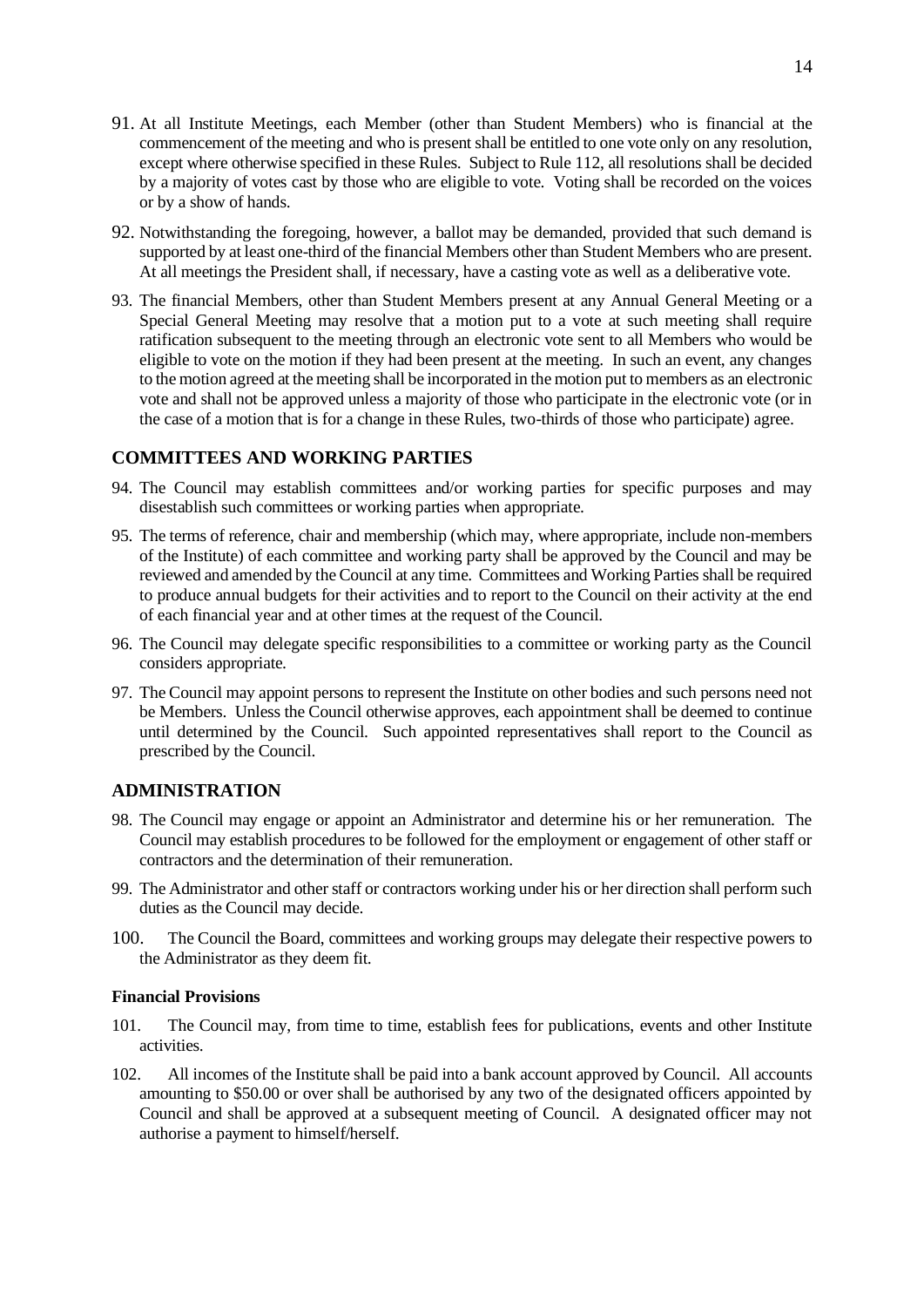91. At all Institute Meetings, each Member (other than Student Members) who is financial at the commencement of the meeting and who is present shall be entitled to one vote only on any resolution, except where otherwise specified in these Rules. Subject to Rule 112, all resolutions shall be decided by a majority of votes cast by those who are eligible to vote. Voting shall be recorded on the voices or by a show of hands.

92. Notwithstanding the foregoing, however, a ballot may be demanded, provided that such demand is supported by at least one-third of the financial Members other than Student Members who are present. At all meetings the President shall, if necessary, have a casting vote as well as a deliberative vote.

93. The financial Members, other than Student Members present at any Annual General Meeting or a Special General Meeting may resolve that a motion put to a vote at such meeting shall require ratification subsequent to the meeting through an electronic vote sent to all Members who would be eligible to vote on the motion if they had been present at the meeting. In such an event, any changes to the motion agreed at the meeting shall be incorporated in the motion put to members as an electronic vote and shall not be approved unless a majority of those who participate in the electronic vote (or in the case of a motion that is for a change in these Rules, two-thirds of those who participate) agree.

## COMMITTEES AND WORKING PARTIES

94. The Council may establish committees and/or working parties for specific purposes and may disestablish such committees or working parties when appropriate.

95. The terms of reference, chair and membership (which may, where appropriate, include non-members of the Institute) of each committee and working party shall be approved by the Council and may be reviewed and amended by the Council at any time. Committees and Working Parties shall be required to produce annual budgets for their activities and to report to the Council on their activity at the end of each financial year and at other times at the request of the Council.

96. The Council may delegate specific responsibilities to a committee or working party as the Council considers appropriate.

97. The Council may appoint persons to represent the Institute on other bodies and such persons need not be Members. Unless the Council otherwise approves, each appointment shall be deemed to continue until determined by the Council. Such appointed representatives shall report to the Council as prescribed by the Council.

## ADMINISTRATION

98. The Council may engage or appoint an Administrator and determine his or her remuneration. The Council may establish procedures to be followed for the employment or engagement of other staff or contractors and the determination of their remuneration.

99. The Administrator and other staff or contractors working under his or her direction shall perform such duties as the Council may decide.

100. The Council the Board, committees and working groups may delegate their respective powers to the Administrator as they deem fit.

### Financial Provisions

101. The Council may, from time to time, establish fees for publications, events and other Institute activities.

102. All incomes of the Institute shall be paid into a bank account approved by Council. All accounts amounting to $50.00 or over shall be authorised by any two of the designated officers appointed by Council and shall be approved at a subsequent meeting of Council. A designated officer may not authorise a payment to himself/herself.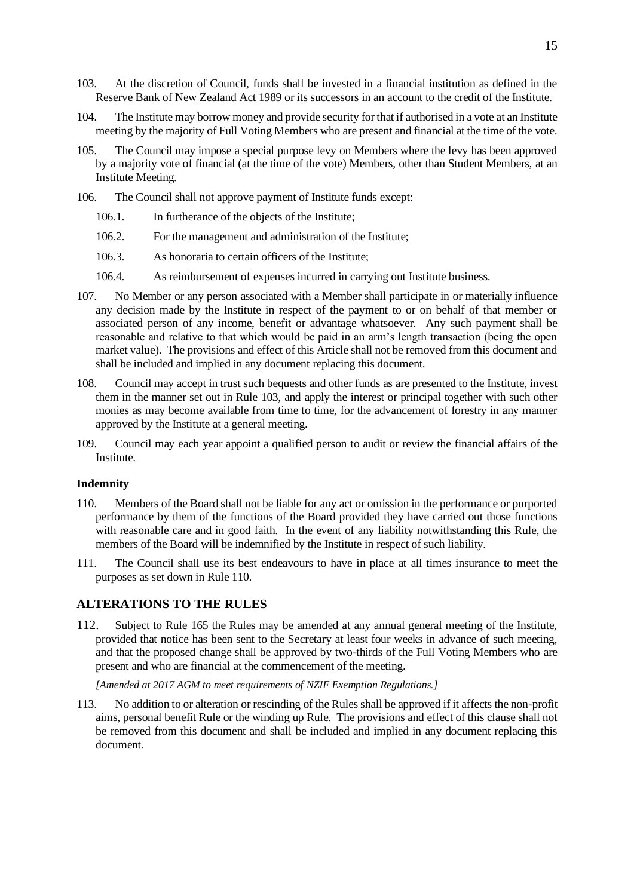103. At the discretion of Council, funds shall be invested in a financial institution as defined in the Reserve Bank of New Zealand Act 1989 or its successors in an account to the credit of the Institute.

104. The Institute may borrow money and provide security for that if authorised in a vote at an Institute meeting by the majority of Full Voting Members who are present and financial at the time of the vote.

105. The Council may impose a special purpose levy on Members where the levy has been approved by a majority vote of financial (at the time of the vote) Members, other than Student Members, at an Institute Meeting.

106. The Council shall not approve payment of Institute funds except:

  106.1. In furtherance of the objects of the Institute;

  106.2. For the management and administration of the Institute;

  106.3. As honoraria to certain officers of the Institute;

  106.4. As reimbursement of expenses incurred in carrying out Institute business.

107. No Member or any person associated with a Member shall participate in or materially influence any decision made by the Institute in respect of the payment to or on behalf of that member or associated person of any income, benefit or advantage whatsoever. Any such payment shall be reasonable and relative to that which would be paid in an arm's length transaction (being the open market value). The provisions and effect of this Article shall not be removed from this document and shall be included and implied in any document replacing this document.

108. Council may accept in trust such bequests and other funds as are presented to the Institute, invest them in the manner set out in Rule 103, and apply the interest or principal together with such other monies as may become available from time to time, for the advancement of forestry in any manner approved by the Institute at a general meeting.

109. Council may each year appoint a qualified person to audit or review the financial affairs of the Institute.

**Indemnity**

110. Members of the Board shall not be liable for any act or omission in the performance or purported performance by them of the functions of the Board provided they have carried out those functions with reasonable care and in good faith. In the event of any liability notwithstanding this Rule, the members of the Board will be indemnified by the Institute in respect of such liability.

111. The Council shall use its best endeavours to have in place at all times insurance to meet the purposes as set down in Rule 110.

## ALTERATIONS TO THE RULES

112. Subject to Rule 165 the Rules may be amended at any annual general meeting of the Institute, provided that notice has been sent to the Secretary at least four weeks in advance of such meeting, and that the proposed change shall be approved by two-thirds of the Full Voting Members who are present and who are financial at the commencement of the meeting.

*[Amended at 2017 AGM to meet requirements of NZIF Exemption Regulations.]*

113. No addition to or alteration or rescinding of the Rules shall be approved if it affects the non-profit aims, personal benefit Rule or the winding up Rule. The provisions and effect of this clause shall not be removed from this document and shall be included and implied in any document replacing this document.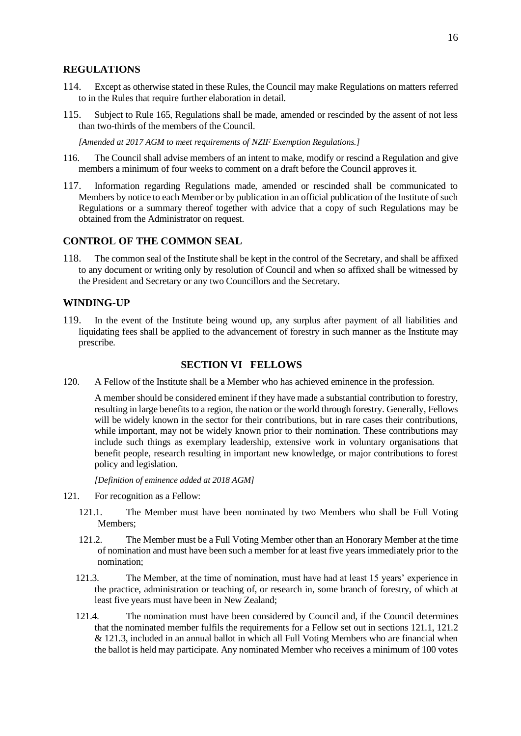## REGULATIONS

114. Except as otherwise stated in these Rules, the Council may make Regulations on matters referred to in the Rules that require further elaboration in detail.

115. Subject to Rule 165, Regulations shall be made, amended or rescinded by the assent of not less than two-thirds of the members of the Council.

*[Amended at 2017 AGM to meet requirements of NZIF Exemption Regulations.]*

116. The Council shall advise members of an intent to make, modify or rescind a Regulation and give members a minimum of four weeks to comment on a draft before the Council approves it.

117. Information regarding Regulations made, amended or rescinded shall be communicated to Members by notice to each Member or by publication in an official publication of the Institute of such Regulations or a summary thereof together with advice that a copy of such Regulations may be obtained from the Administrator on request.

## CONTROL OF THE COMMON SEAL

118. The common seal of the Institute shall be kept in the control of the Secretary, and shall be affixed to any document or writing only by resolution of Council and when so affixed shall be witnessed by the President and Secretary or any two Councillors and the Secretary.

## WINDING-UP

119. In the event of the Institute being wound up, any surplus after payment of all liabilities and liquidating fees shall be applied to the advancement of forestry in such manner as the Institute may prescribe.

## SECTION VI FELLOWS

120. A Fellow of the Institute shall be a Member who has achieved eminence in the profession.

A member should be considered eminent if they have made a substantial contribution to forestry, resulting in large benefits to a region, the nation or the world through forestry. Generally, Fellows will be widely known in the sector for their contributions, but in rare cases their contributions, while important, may not be widely known prior to their nomination. These contributions may include such things as exemplary leadership, extensive work in voluntary organisations that benefit people, research resulting in important new knowledge, or major contributions to forest policy and legislation.

*[Definition of eminence added at 2018 AGM]*

121. For recognition as a Fellow:

121.1. The Member must have been nominated by two Members who shall be Full Voting Members;

121.2. The Member must be a Full Voting Member other than an Honorary Member at the time of nomination and must have been such a member for at least five years immediately prior to the nomination;

121.3. The Member, at the time of nomination, must have had at least 15 years' experience in the practice, administration or teaching of, or research in, some branch of forestry, of which at least five years must have been in New Zealand;

121.4. The nomination must have been considered by Council and, if the Council determines that the nominated member fulfils the requirements for a Fellow set out in sections 121.1, 121.2 & 121.3, included in an annual ballot in which all Full Voting Members who are financial when the ballot is held may participate. Any nominated Member who receives a minimum of 100 votes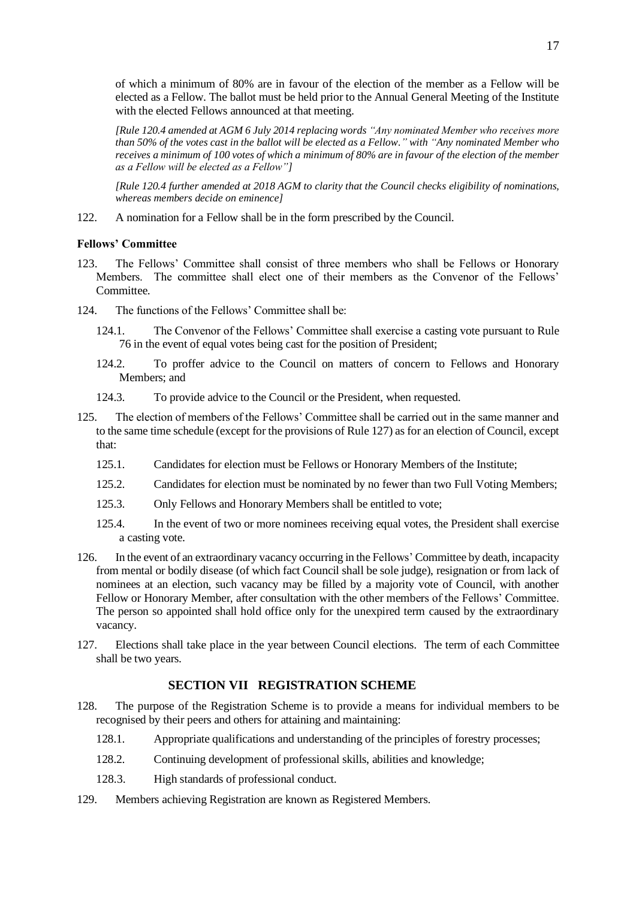of which a minimum of 80% are in favour of the election of the member as a Fellow will be elected as a Fellow. The ballot must be held prior to the Annual General Meeting of the Institute with the elected Fellows announced at that meeting.

*[Rule 120.4 amended at AGM 6 July 2014 replacing words "Any nominated Member who receives more than 50% of the votes cast in the ballot will be elected as a Fellow." with "Any nominated Member who receives a minimum of 100 votes of which a minimum of 80% are in favour of the election of the member as a Fellow will be elected as a Fellow"]*

*[Rule 120.4 further amended at 2018 AGM to clarity that the Council checks eligibility of nominations, whereas members decide on eminence]*

122. A nomination for a Fellow shall be in the form prescribed by the Council.

**Fellows' Committee**

123. The Fellows' Committee shall consist of three members who shall be Fellows or Honorary Members. The committee shall elect one of their members as the Convenor of the Fellows' Committee.

124. The functions of the Fellows' Committee shall be:

 124.1. The Convenor of the Fellows' Committee shall exercise a casting vote pursuant to Rule 76 in the event of equal votes being cast for the position of President;

 124.2. To proffer advice to the Council on matters of concern to Fellows and Honorary Members; and

 124.3. To provide advice to the Council or the President, when requested.

125. The election of members of the Fellows' Committee shall be carried out in the same manner and to the same time schedule (except for the provisions of Rule 127) as for an election of Council, except that:

 125.1. Candidates for election must be Fellows or Honorary Members of the Institute;

 125.2. Candidates for election must be nominated by no fewer than two Full Voting Members;

 125.3. Only Fellows and Honorary Members shall be entitled to vote;

 125.4. In the event of two or more nominees receiving equal votes, the President shall exercise a casting vote.

126. In the event of an extraordinary vacancy occurring in the Fellows' Committee by death, incapacity from mental or bodily disease (of which fact Council shall be sole judge), resignation or from lack of nominees at an election, such vacancy may be filled by a majority vote of Council, with another Fellow or Honorary Member, after consultation with the other members of the Fellows' Committee. The person so appointed shall hold office only for the unexpired term caused by the extraordinary vacancy.

127. Elections shall take place in the year between Council elections. The term of each Committee shall be two years.

## SECTION VII REGISTRATION SCHEME

128. The purpose of the Registration Scheme is to provide a means for individual members to be recognised by their peers and others for attaining and maintaining:

 128.1. Appropriate qualifications and understanding of the principles of forestry processes;

 128.2. Continuing development of professional skills, abilities and knowledge;

 128.3. High standards of professional conduct.

129. Members achieving Registration are known as Registered Members.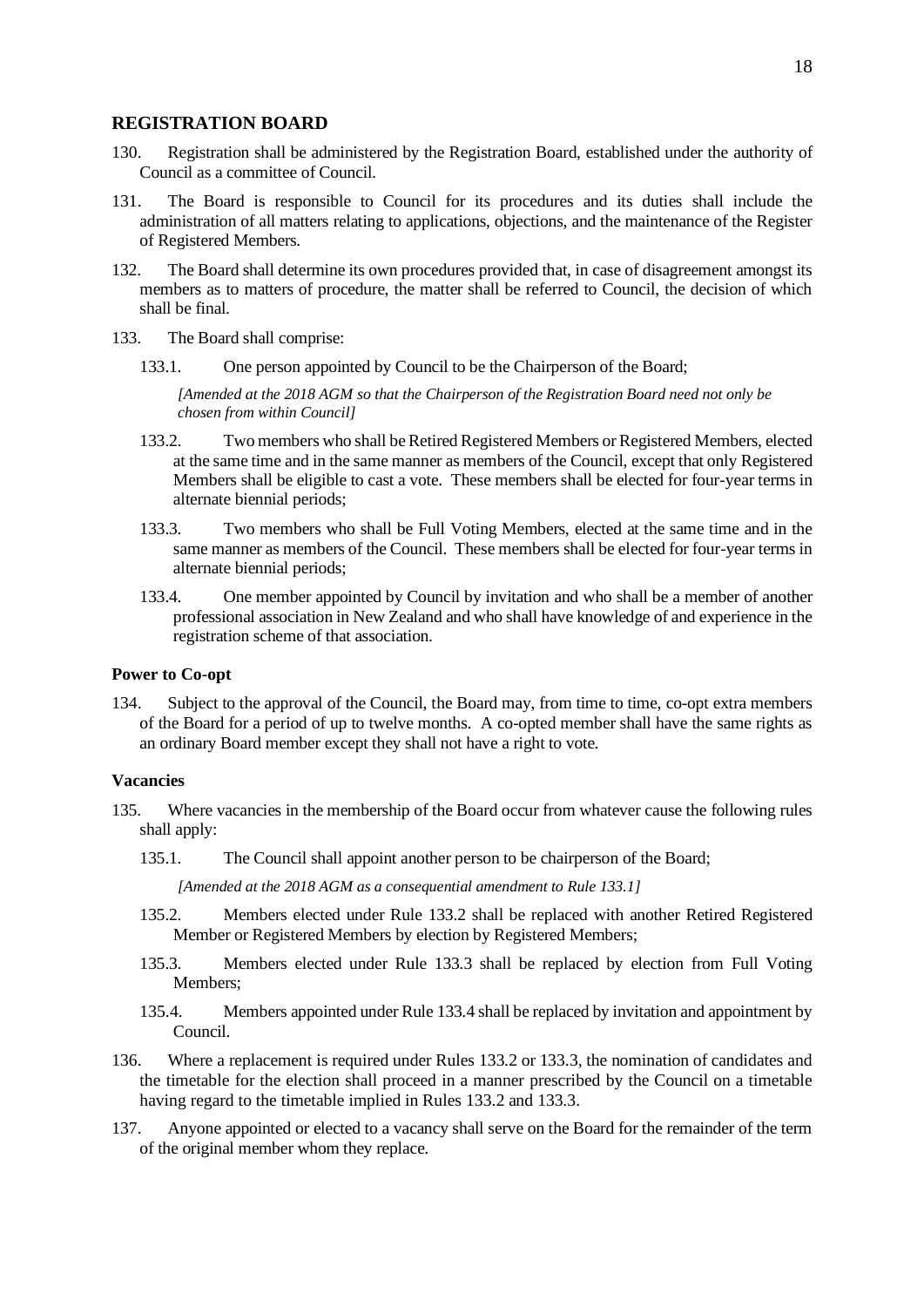## REGISTRATION BOARD

130. Registration shall be administered by the Registration Board, established under the authority of Council as a committee of Council.

131. The Board is responsible to Council for its procedures and its duties shall include the administration of all matters relating to applications, objections, and the maintenance of the Register of Registered Members.

132. The Board shall determine its own procedures provided that, in case of disagreement amongst its members as to matters of procedure, the matter shall be referred to Council, the decision of which shall be final.

133. The Board shall comprise:

   133.1. One person appointed by Council to be the Chairperson of the Board;

   *[Amended at the 2018 AGM so that the Chairperson of the Registration Board need not only be chosen from within Council]*

   133.2. Two members who shall be Retired Registered Members or Registered Members, elected at the same time and in the same manner as members of the Council, except that only Registered Members shall be eligible to cast a vote. These members shall be elected for four-year terms in alternate biennial periods;

   133.3. Two members who shall be Full Voting Members, elected at the same time and in the same manner as members of the Council. These members shall be elected for four-year terms in alternate biennial periods;

   133.4. One member appointed by Council by invitation and who shall be a member of another professional association in New Zealand and who shall have knowledge of and experience in the registration scheme of that association.

### Power to Co-opt

134. Subject to the approval of the Council, the Board may, from time to time, co-opt extra members of the Board for a period of up to twelve months. A co-opted member shall have the same rights as an ordinary Board member except they shall not have a right to vote.

### Vacancies

135. Where vacancies in the membership of the Board occur from whatever cause the following rules shall apply:

   135.1. The Council shall appoint another person to be chairperson of the Board;

   *[Amended at the 2018 AGM as a consequential amendment to Rule 133.1]*

   135.2. Members elected under Rule 133.2 shall be replaced with another Retired Registered Member or Registered Members by election by Registered Members;

   135.3. Members elected under Rule 133.3 shall be replaced by election from Full Voting Members;

   135.4. Members appointed under Rule 133.4 shall be replaced by invitation and appointment by Council.

136. Where a replacement is required under Rules 133.2 or 133.3, the nomination of candidates and the timetable for the election shall proceed in a manner prescribed by the Council on a timetable having regard to the timetable implied in Rules 133.2 and 133.3.

137. Anyone appointed or elected to a vacancy shall serve on the Board for the remainder of the term of the original member whom they replace.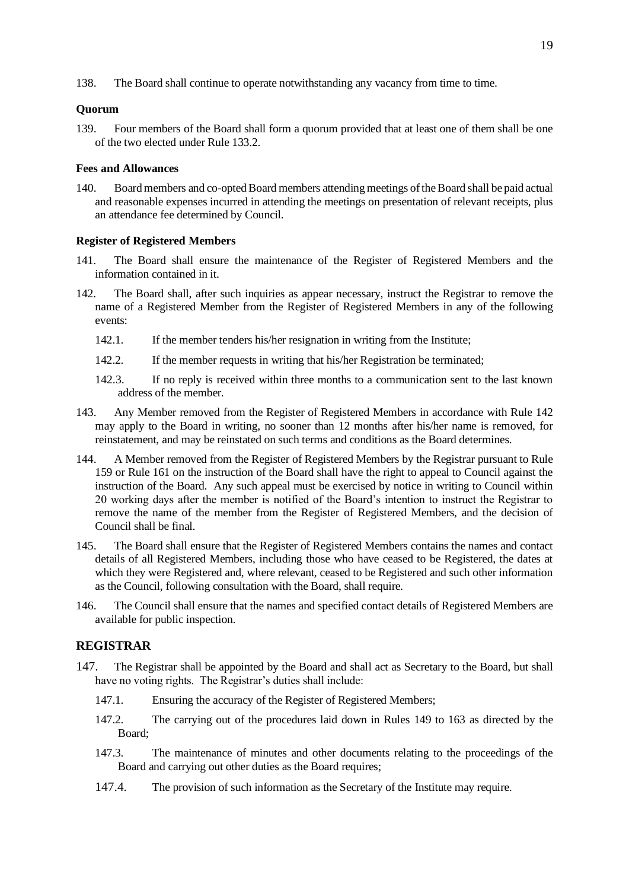138. The Board shall continue to operate notwithstanding any vacancy from time to time.

**Quorum**

139. Four members of the Board shall form a quorum provided that at least one of them shall be one of the two elected under Rule 133.2.

**Fees and Allowances**

140. Board members and co-opted Board members attending meetings of the Board shall be paid actual and reasonable expenses incurred in attending the meetings on presentation of relevant receipts, plus an attendance fee determined by Council.

**Register of Registered Members**

141. The Board shall ensure the maintenance of the Register of Registered Members and the information contained in it.

142. The Board shall, after such inquiries as appear necessary, instruct the Registrar to remove the name of a Registered Member from the Register of Registered Members in any of the following events:

  142.1. If the member tenders his/her resignation in writing from the Institute;

  142.2. If the member requests in writing that his/her Registration be terminated;

  142.3. If no reply is received within three months to a communication sent to the last known address of the member.

143. Any Member removed from the Register of Registered Members in accordance with Rule 142 may apply to the Board in writing, no sooner than 12 months after his/her name is removed, for reinstatement, and may be reinstated on such terms and conditions as the Board determines.

144. A Member removed from the Register of Registered Members by the Registrar pursuant to Rule 159 or Rule 161 on the instruction of the Board shall have the right to appeal to Council against the instruction of the Board. Any such appeal must be exercised by notice in writing to Council within 20 working days after the member is notified of the Board's intention to instruct the Registrar to remove the name of the member from the Register of Registered Members, and the decision of Council shall be final.

145. The Board shall ensure that the Register of Registered Members contains the names and contact details of all Registered Members, including those who have ceased to be Registered, the dates at which they were Registered and, where relevant, ceased to be Registered and such other information as the Council, following consultation with the Board, shall require.

146. The Council shall ensure that the names and specified contact details of Registered Members are available for public inspection.

## REGISTRAR

147. The Registrar shall be appointed by the Board and shall act as Secretary to the Board, but shall have no voting rights. The Registrar's duties shall include:

  147.1. Ensuring the accuracy of the Register of Registered Members;

  147.2. The carrying out of the procedures laid down in Rules 149 to 163 as directed by the Board;

  147.3. The maintenance of minutes and other documents relating to the proceedings of the Board and carrying out other duties as the Board requires;

  147.4. The provision of such information as the Secretary of the Institute may require.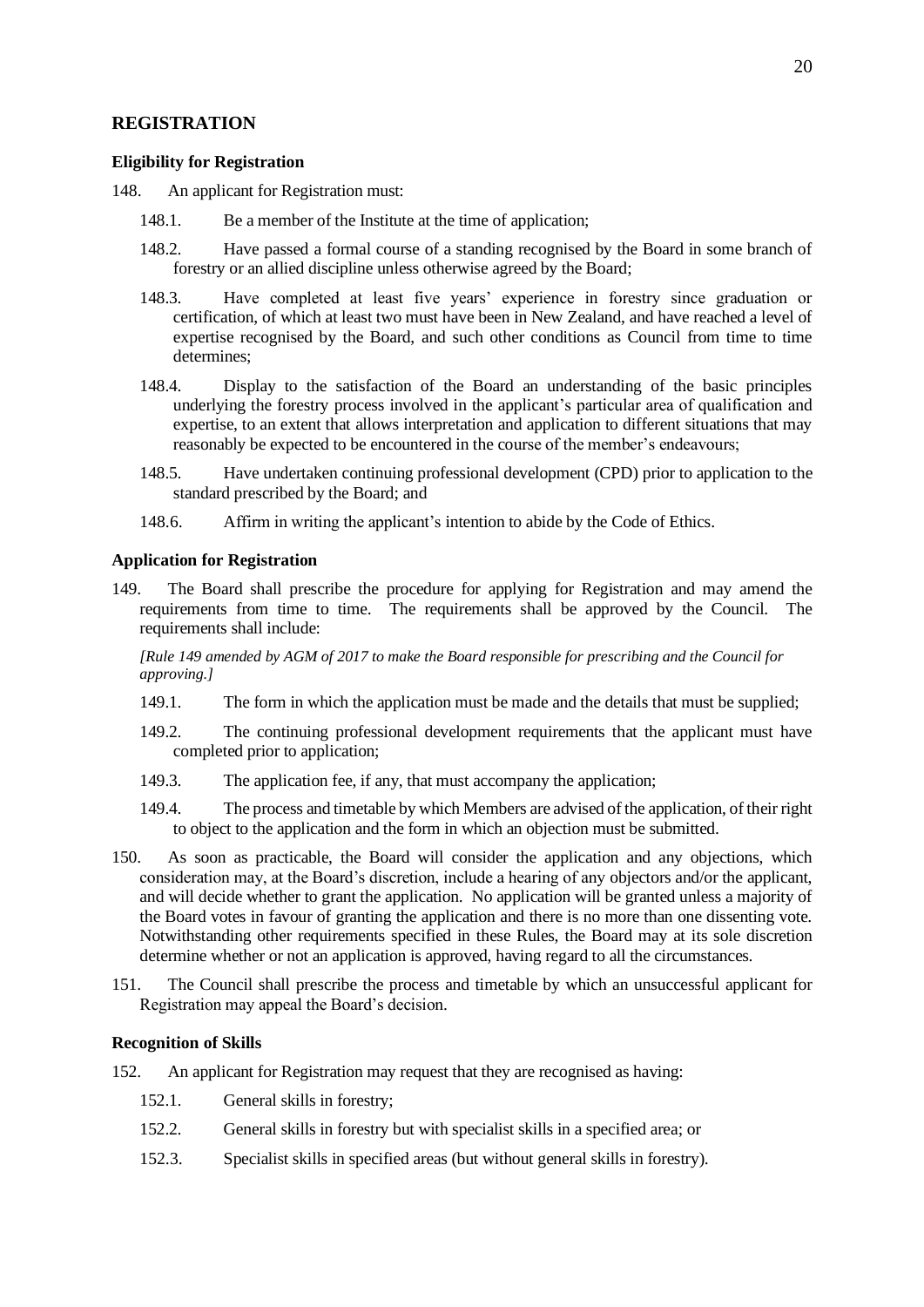## REGISTRATION

### Eligibility for Registration

148. An applicant for Registration must:

   148.1. Be a member of the Institute at the time of application;

   148.2. Have passed a formal course of a standing recognised by the Board in some branch of forestry or an allied discipline unless otherwise agreed by the Board;

   148.3. Have completed at least five years' experience in forestry since graduation or certification, of which at least two must have been in New Zealand, and have reached a level of expertise recognised by the Board, and such other conditions as Council from time to time determines;

   148.4. Display to the satisfaction of the Board an understanding of the basic principles underlying the forestry process involved in the applicant's particular area of qualification and expertise, to an extent that allows interpretation and application to different situations that may reasonably be expected to be encountered in the course of the member's endeavours;

   148.5. Have undertaken continuing professional development (CPD) prior to application to the standard prescribed by the Board; and

   148.6. Affirm in writing the applicant's intention to abide by the Code of Ethics.

### Application for Registration

149. The Board shall prescribe the procedure for applying for Registration and may amend the requirements from time to time. The requirements shall be approved by the Council. The requirements shall include:

   *[Rule 149 amended by AGM of 2017 to make the Board responsible for prescribing and the Council for approving.]*

   149.1. The form in which the application must be made and the details that must be supplied;

   149.2. The continuing professional development requirements that the applicant must have completed prior to application;

   149.3. The application fee, if any, that must accompany the application;

   149.4. The process and timetable by which Members are advised of the application, of their right to object to the application and the form in which an objection must be submitted.

150. As soon as practicable, the Board will consider the application and any objections, which consideration may, at the Board's discretion, include a hearing of any objectors and/or the applicant, and will decide whether to grant the application. No application will be granted unless a majority of the Board votes in favour of granting the application and there is no more than one dissenting vote. Notwithstanding other requirements specified in these Rules, the Board may at its sole discretion determine whether or not an application is approved, having regard to all the circumstances.

151. The Council shall prescribe the process and timetable by which an unsuccessful applicant for Registration may appeal the Board's decision.

### Recognition of Skills

152. An applicant for Registration may request that they are recognised as having:

   152.1. General skills in forestry;

   152.2. General skills in forestry but with specialist skills in a specified area; or

   152.3. Specialist skills in specified areas (but without general skills in forestry).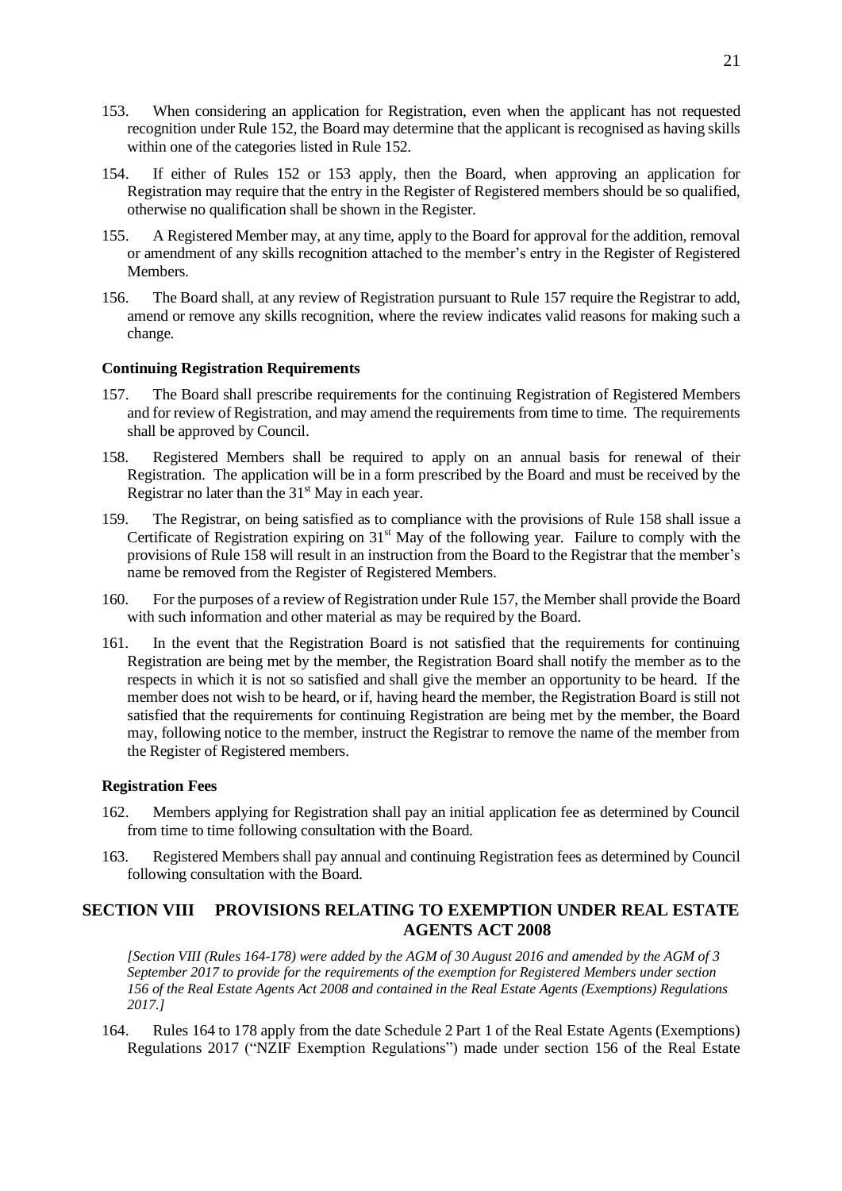153. When considering an application for Registration, even when the applicant has not requested recognition under Rule 152, the Board may determine that the applicant is recognised as having skills within one of the categories listed in Rule 152.

154. If either of Rules 152 or 153 apply, then the Board, when approving an application for Registration may require that the entry in the Register of Registered members should be so qualified, otherwise no qualification shall be shown in the Register.

155. A Registered Member may, at any time, apply to the Board for approval for the addition, removal or amendment of any skills recognition attached to the member's entry in the Register of Registered Members.

156. The Board shall, at any review of Registration pursuant to Rule 157 require the Registrar to add, amend or remove any skills recognition, where the review indicates valid reasons for making such a change.

### Continuing Registration Requirements

157. The Board shall prescribe requirements for the continuing Registration of Registered Members and for review of Registration, and may amend the requirements from time to time. The requirements shall be approved by Council.

158. Registered Members shall be required to apply on an annual basis for renewal of their Registration. The application will be in a form prescribed by the Board and must be received by the Registrar no later than the 31st May in each year.

159. The Registrar, on being satisfied as to compliance with the provisions of Rule 158 shall issue a Certificate of Registration expiring on 31st May of the following year. Failure to comply with the provisions of Rule 158 will result in an instruction from the Board to the Registrar that the member's name be removed from the Register of Registered Members.

160. For the purposes of a review of Registration under Rule 157, the Member shall provide the Board with such information and other material as may be required by the Board.

161. In the event that the Registration Board is not satisfied that the requirements for continuing Registration are being met by the member, the Registration Board shall notify the member as to the respects in which it is not so satisfied and shall give the member an opportunity to be heard. If the member does not wish to be heard, or if, having heard the member, the Registration Board is still not satisfied that the requirements for continuing Registration are being met by the member, the Board may, following notice to the member, instruct the Registrar to remove the name of the member from the Register of Registered members.

### Registration Fees

162. Members applying for Registration shall pay an initial application fee as determined by Council from time to time following consultation with the Board.

163. Registered Members shall pay annual and continuing Registration fees as determined by Council following consultation with the Board.

## SECTION VIII PROVISIONS RELATING TO EXEMPTION UNDER REAL ESTATE AGENTS ACT 2008

*[Section VIII (Rules 164-178) were added by the AGM of 30 August 2016 and amended by the AGM of 3 September 2017 to provide for the requirements of the exemption for Registered Members under section 156 of the Real Estate Agents Act 2008 and contained in the Real Estate Agents (Exemptions) Regulations 2017.]*

164. Rules 164 to 178 apply from the date Schedule 2 Part 1 of the Real Estate Agents (Exemptions) Regulations 2017 ("NZIF Exemption Regulations") made under section 156 of the Real Estate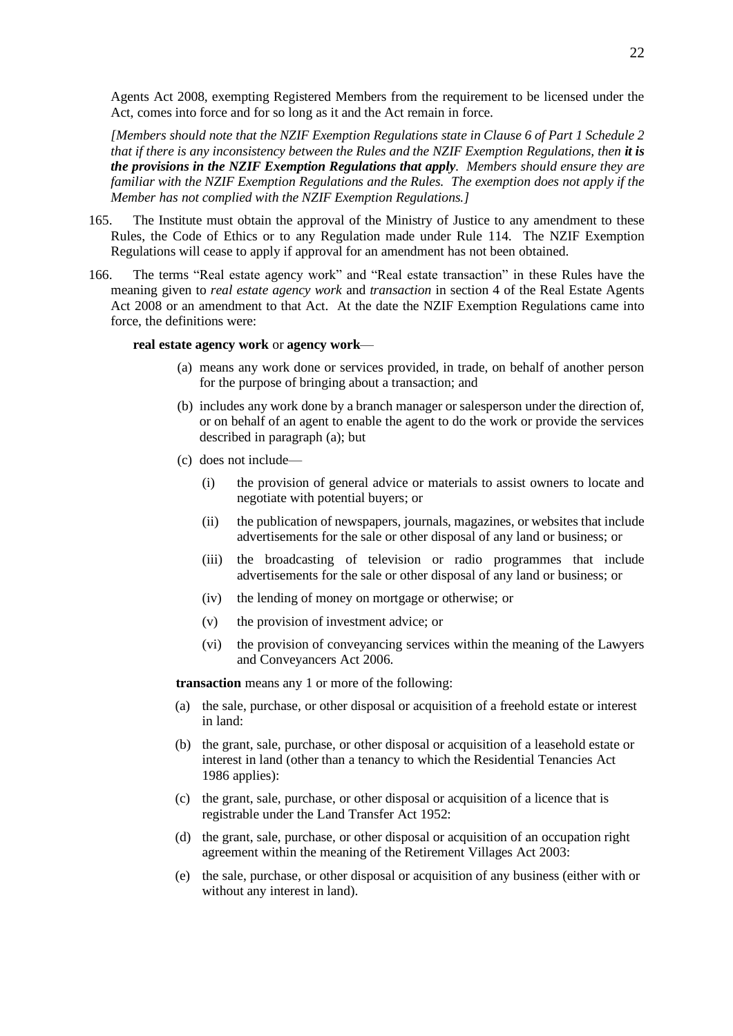Agents Act 2008, exempting Registered Members from the requirement to be licensed under the Act, comes into force and for so long as it and the Act remain in force.

*[Members should note that the NZIF Exemption Regulations state in Clause 6 of Part 1 Schedule 2 that if there is any inconsistency between the Rules and the NZIF Exemption Regulations, then* ***it is the provisions in the NZIF Exemption Regulations that apply****. Members should ensure they are familiar with the NZIF Exemption Regulations and the Rules. The exemption does not apply if the Member has not complied with the NZIF Exemption Regulations.]*

165. The Institute must obtain the approval of the Ministry of Justice to any amendment to these Rules, the Code of Ethics or to any Regulation made under Rule 114. The NZIF Exemption Regulations will cease to apply if approval for an amendment has not been obtained.

166. The terms "Real estate agency work" and "Real estate transaction" in these Rules have the meaning given to *real estate agency work* and *transaction* in section 4 of the Real Estate Agents Act 2008 or an amendment to that Act. At the date the NZIF Exemption Regulations came into force, the definitions were:

**real estate agency work** or **agency work**—

(a) means any work done or services provided, in trade, on behalf of another person for the purpose of bringing about a transaction; and

(b) includes any work done by a branch manager or salesperson under the direction of, or on behalf of an agent to enable the agent to do the work or provide the services described in paragraph (a); but

(c) does not include—

(i) the provision of general advice or materials to assist owners to locate and negotiate with potential buyers; or

(ii) the publication of newspapers, journals, magazines, or websites that include advertisements for the sale or other disposal of any land or business; or

(iii) the broadcasting of television or radio programmes that include advertisements for the sale or other disposal of any land or business; or

(iv) the lending of money on mortgage or otherwise; or

(v) the provision of investment advice; or

(vi) the provision of conveyancing services within the meaning of the Lawyers and Conveyancers Act 2006.

**transaction** means any 1 or more of the following:

(a) the sale, purchase, or other disposal or acquisition of a freehold estate or interest in land:

(b) the grant, sale, purchase, or other disposal or acquisition of a leasehold estate or interest in land (other than a tenancy to which the Residential Tenancies Act 1986 applies):

(c) the grant, sale, purchase, or other disposal or acquisition of a licence that is registrable under the Land Transfer Act 1952:

(d) the grant, sale, purchase, or other disposal or acquisition of an occupation right agreement within the meaning of the Retirement Villages Act 2003:

(e) the sale, purchase, or other disposal or acquisition of any business (either with or without any interest in land).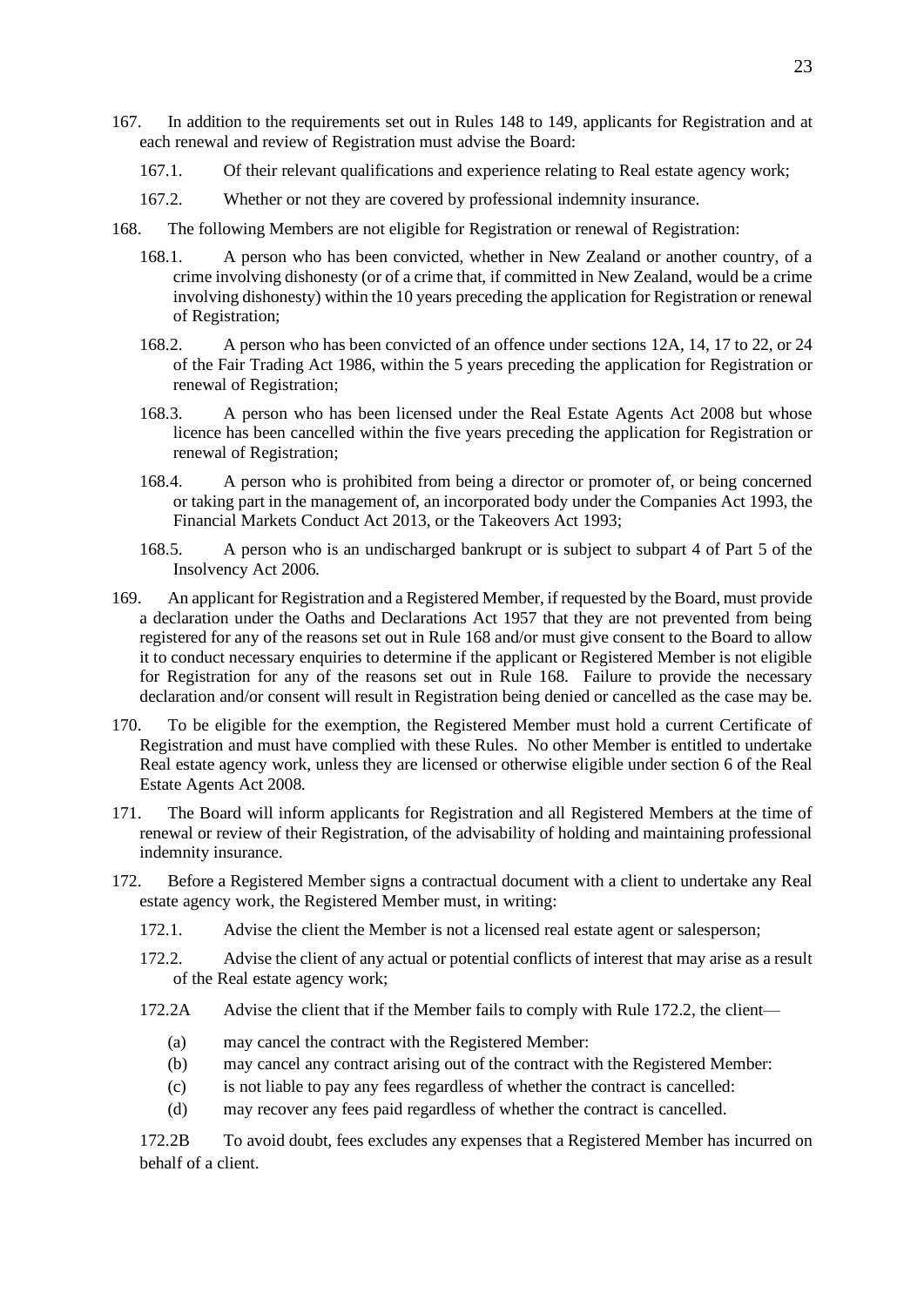167. In addition to the requirements set out in Rules 148 to 149, applicants for Registration and at each renewal and review of Registration must advise the Board:

  167.1. Of their relevant qualifications and experience relating to Real estate agency work;

  167.2. Whether or not they are covered by professional indemnity insurance.

168. The following Members are not eligible for Registration or renewal of Registration:

  168.1. A person who has been convicted, whether in New Zealand or another country, of a crime involving dishonesty (or of a crime that, if committed in New Zealand, would be a crime involving dishonesty) within the 10 years preceding the application for Registration or renewal of Registration;

  168.2. A person who has been convicted of an offence under sections 12A, 14, 17 to 22, or 24 of the Fair Trading Act 1986, within the 5 years preceding the application for Registration or renewal of Registration;

  168.3. A person who has been licensed under the Real Estate Agents Act 2008 but whose licence has been cancelled within the five years preceding the application for Registration or renewal of Registration;

  168.4. A person who is prohibited from being a director or promoter of, or being concerned or taking part in the management of, an incorporated body under the Companies Act 1993, the Financial Markets Conduct Act 2013, or the Takeovers Act 1993;

  168.5. A person who is an undischarged bankrupt or is subject to subpart 4 of Part 5 of the Insolvency Act 2006.

169. An applicant for Registration and a Registered Member, if requested by the Board, must provide a declaration under the Oaths and Declarations Act 1957 that they are not prevented from being registered for any of the reasons set out in Rule 168 and/or must give consent to the Board to allow it to conduct necessary enquiries to determine if the applicant or Registered Member is not eligible for Registration for any of the reasons set out in Rule 168. Failure to provide the necessary declaration and/or consent will result in Registration being denied or cancelled as the case may be.

170. To be eligible for the exemption, the Registered Member must hold a current Certificate of Registration and must have complied with these Rules. No other Member is entitled to undertake Real estate agency work, unless they are licensed or otherwise eligible under section 6 of the Real Estate Agents Act 2008.

171. The Board will inform applicants for Registration and all Registered Members at the time of renewal or review of their Registration, of the advisability of holding and maintaining professional indemnity insurance.

172. Before a Registered Member signs a contractual document with a client to undertake any Real estate agency work, the Registered Member must, in writing:

  172.1. Advise the client the Member is not a licensed real estate agent or salesperson;

  172.2. Advise the client of any actual or potential conflicts of interest that may arise as a result of the Real estate agency work;

  172.2A Advise the client that if the Member fails to comply with Rule 172.2, the client—

    (a) may cancel the contract with the Registered Member:
    (b) may cancel any contract arising out of the contract with the Registered Member:
    (c) is not liable to pay any fees regardless of whether the contract is cancelled:
    (d) may recover any fees paid regardless of whether the contract is cancelled.

  172.2B To avoid doubt, fees excludes any expenses that a Registered Member has incurred on behalf of a client.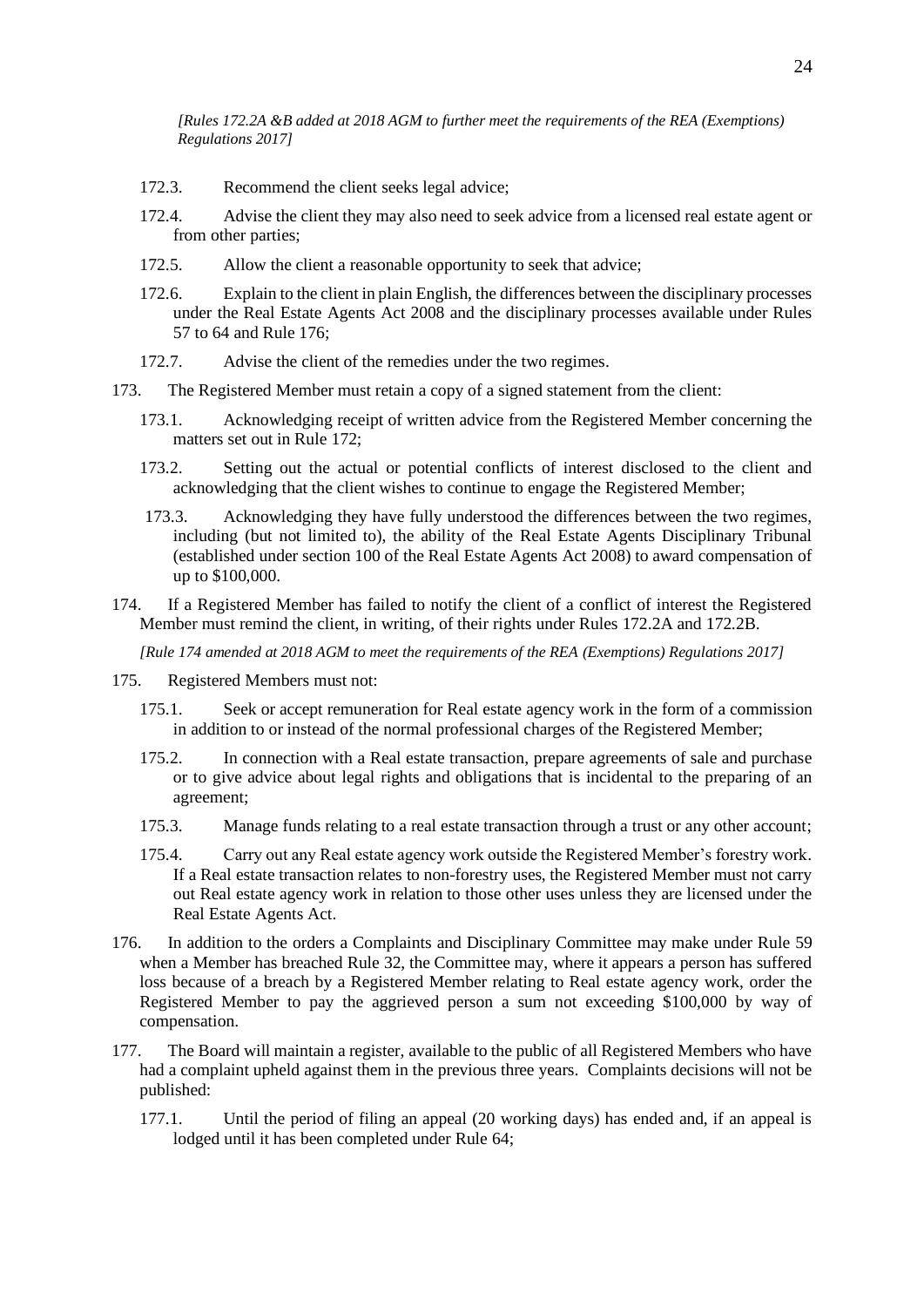*[Rules 172.2A &B added at 2018 AGM to further meet the requirements of the REA (Exemptions) Regulations 2017]*

172.3. Recommend the client seeks legal advice;

172.4. Advise the client they may also need to seek advice from a licensed real estate agent or from other parties;

172.5. Allow the client a reasonable opportunity to seek that advice;

172.6. Explain to the client in plain English, the differences between the disciplinary processes under the Real Estate Agents Act 2008 and the disciplinary processes available under Rules 57 to 64 and Rule 176;

172.7. Advise the client of the remedies under the two regimes.

173. The Registered Member must retain a copy of a signed statement from the client:

173.1. Acknowledging receipt of written advice from the Registered Member concerning the matters set out in Rule 172;

173.2. Setting out the actual or potential conflicts of interest disclosed to the client and acknowledging that the client wishes to continue to engage the Registered Member;

173.3. Acknowledging they have fully understood the differences between the two regimes, including (but not limited to), the ability of the Real Estate Agents Disciplinary Tribunal (established under section 100 of the Real Estate Agents Act 2008) to award compensation of up to $100,000.

174. If a Registered Member has failed to notify the client of a conflict of interest the Registered Member must remind the client, in writing, of their rights under Rules 172.2A and 172.2B.

*[Rule 174 amended at 2018 AGM to meet the requirements of the REA (Exemptions) Regulations 2017]*

175. Registered Members must not:

175.1. Seek or accept remuneration for Real estate agency work in the form of a commission in addition to or instead of the normal professional charges of the Registered Member;

175.2. In connection with a Real estate transaction, prepare agreements of sale and purchase or to give advice about legal rights and obligations that is incidental to the preparing of an agreement;

175.3. Manage funds relating to a real estate transaction through a trust or any other account;

175.4. Carry out any Real estate agency work outside the Registered Member's forestry work. If a Real estate transaction relates to non-forestry uses, the Registered Member must not carry out Real estate agency work in relation to those other uses unless they are licensed under the Real Estate Agents Act.

176. In addition to the orders a Complaints and Disciplinary Committee may make under Rule 59 when a Member has breached Rule 32, the Committee may, where it appears a person has suffered loss because of a breach by a Registered Member relating to Real estate agency work, order the Registered Member to pay the aggrieved person a sum not exceeding $100,000 by way of compensation.

177. The Board will maintain a register, available to the public of all Registered Members who have had a complaint upheld against them in the previous three years. Complaints decisions will not be published:

177.1. Until the period of filing an appeal (20 working days) has ended and, if an appeal is lodged until it has been completed under Rule 64;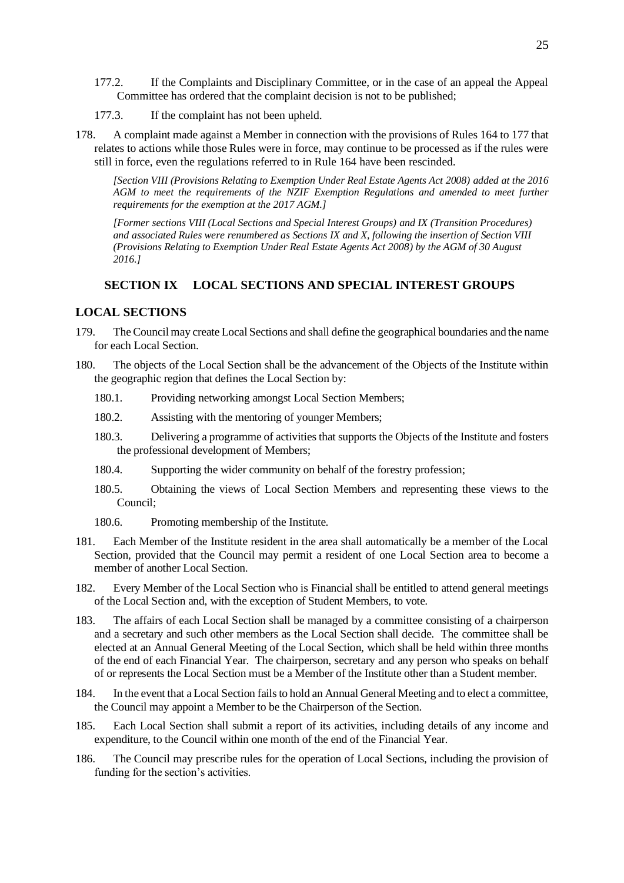177.2. If the Complaints and Disciplinary Committee, or in the case of an appeal the Appeal Committee has ordered that the complaint decision is not to be published;

177.3. If the complaint has not been upheld.

178. A complaint made against a Member in connection with the provisions of Rules 164 to 177 that relates to actions while those Rules were in force, may continue to be processed as if the rules were still in force, even the regulations referred to in Rule 164 have been rescinded.

*[Section VIII (Provisions Relating to Exemption Under Real Estate Agents Act 2008) added at the 2016 AGM to meet the requirements of the NZIF Exemption Regulations and amended to meet further requirements for the exemption at the 2017 AGM.]*

*[Former sections VIII (Local Sections and Special Interest Groups) and IX (Transition Procedures) and associated Rules were renumbered as Sections IX and X, following the insertion of Section VIII (Provisions Relating to Exemption Under Real Estate Agents Act 2008) by the AGM of 30 August 2016.]*

## SECTION IX LOCAL SECTIONS AND SPECIAL INTEREST GROUPS

### LOCAL SECTIONS

179. The Council may create Local Sections and shall define the geographical boundaries and the name for each Local Section.

180. The objects of the Local Section shall be the advancement of the Objects of the Institute within the geographic region that defines the Local Section by:

180.1. Providing networking amongst Local Section Members;

180.2. Assisting with the mentoring of younger Members;

180.3. Delivering a programme of activities that supports the Objects of the Institute and fosters the professional development of Members;

180.4. Supporting the wider community on behalf of the forestry profession;

180.5. Obtaining the views of Local Section Members and representing these views to the Council;

180.6. Promoting membership of the Institute.

181. Each Member of the Institute resident in the area shall automatically be a member of the Local Section, provided that the Council may permit a resident of one Local Section area to become a member of another Local Section.

182. Every Member of the Local Section who is Financial shall be entitled to attend general meetings of the Local Section and, with the exception of Student Members, to vote.

183. The affairs of each Local Section shall be managed by a committee consisting of a chairperson and a secretary and such other members as the Local Section shall decide. The committee shall be elected at an Annual General Meeting of the Local Section, which shall be held within three months of the end of each Financial Year. The chairperson, secretary and any person who speaks on behalf of or represents the Local Section must be a Member of the Institute other than a Student member.

184. In the event that a Local Section fails to hold an Annual General Meeting and to elect a committee, the Council may appoint a Member to be the Chairperson of the Section.

185. Each Local Section shall submit a report of its activities, including details of any income and expenditure, to the Council within one month of the end of the Financial Year.

186. The Council may prescribe rules for the operation of Local Sections, including the provision of funding for the section's activities.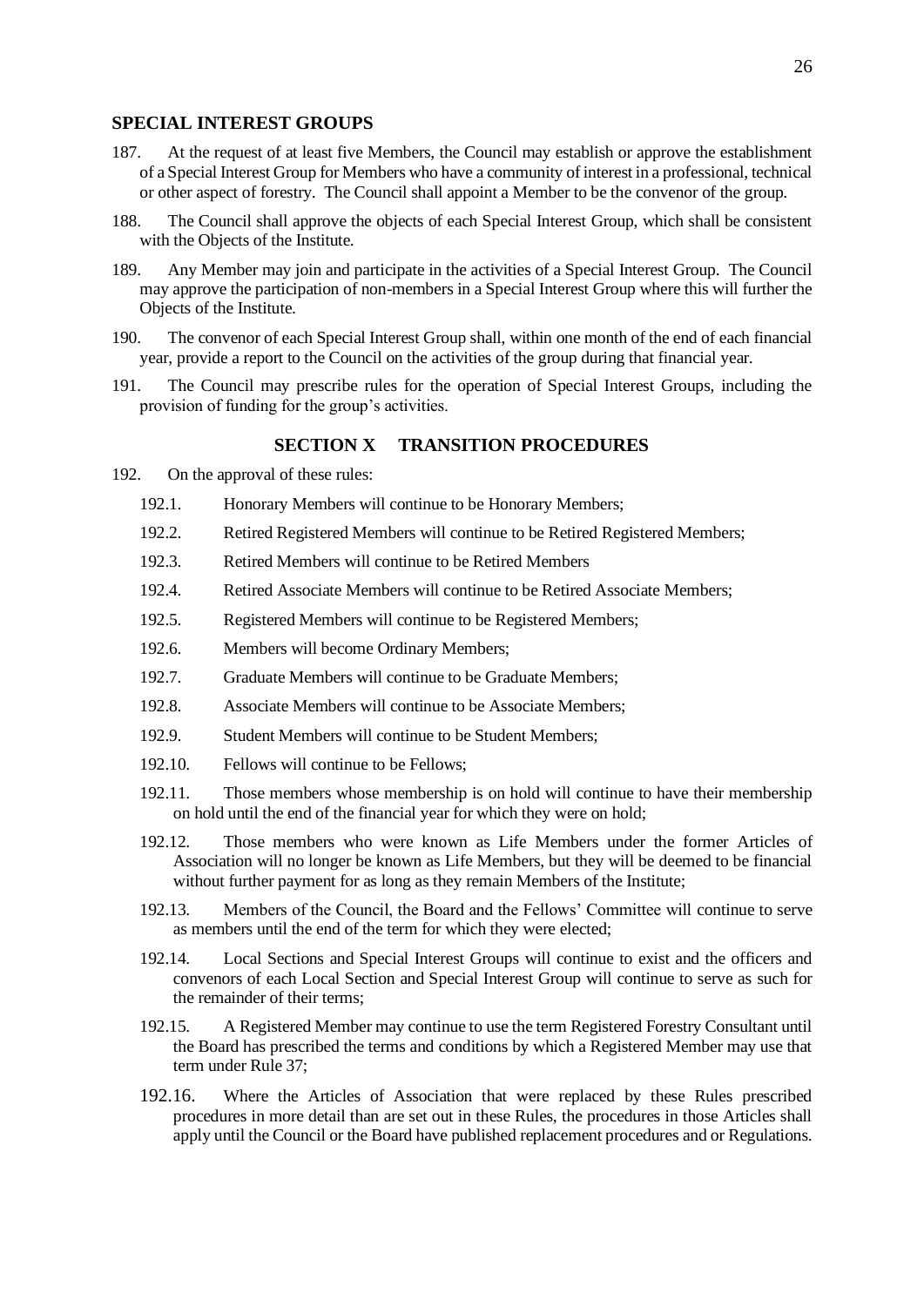## SPECIAL INTEREST GROUPS

187. At the request of at least five Members, the Council may establish or approve the establishment of a Special Interest Group for Members who have a community of interest in a professional, technical or other aspect of forestry. The Council shall appoint a Member to be the convenor of the group.

188. The Council shall approve the objects of each Special Interest Group, which shall be consistent with the Objects of the Institute.

189. Any Member may join and participate in the activities of a Special Interest Group. The Council may approve the participation of non-members in a Special Interest Group where this will further the Objects of the Institute.

190. The convenor of each Special Interest Group shall, within one month of the end of each financial year, provide a report to the Council on the activities of the group during that financial year.

191. The Council may prescribe rules for the operation of Special Interest Groups, including the provision of funding for the group's activities.

## SECTION X TRANSITION PROCEDURES

192. On the approval of these rules:

192.1. Honorary Members will continue to be Honorary Members;

192.2. Retired Registered Members will continue to be Retired Registered Members;

192.3. Retired Members will continue to be Retired Members

192.4. Retired Associate Members will continue to be Retired Associate Members;

192.5. Registered Members will continue to be Registered Members;

192.6. Members will become Ordinary Members;

192.7. Graduate Members will continue to be Graduate Members;

192.8. Associate Members will continue to be Associate Members;

192.9. Student Members will continue to be Student Members;

192.10. Fellows will continue to be Fellows;

192.11. Those members whose membership is on hold will continue to have their membership on hold until the end of the financial year for which they were on hold;

192.12. Those members who were known as Life Members under the former Articles of Association will no longer be known as Life Members, but they will be deemed to be financial without further payment for as long as they remain Members of the Institute;

192.13. Members of the Council, the Board and the Fellows' Committee will continue to serve as members until the end of the term for which they were elected;

192.14. Local Sections and Special Interest Groups will continue to exist and the officers and convenors of each Local Section and Special Interest Group will continue to serve as such for the remainder of their terms;

192.15. A Registered Member may continue to use the term Registered Forestry Consultant until the Board has prescribed the terms and conditions by which a Registered Member may use that term under Rule 37;

192.16. Where the Articles of Association that were replaced by these Rules prescribed procedures in more detail than are set out in these Rules, the procedures in those Articles shall apply until the Council or the Board have published replacement procedures and or Regulations.